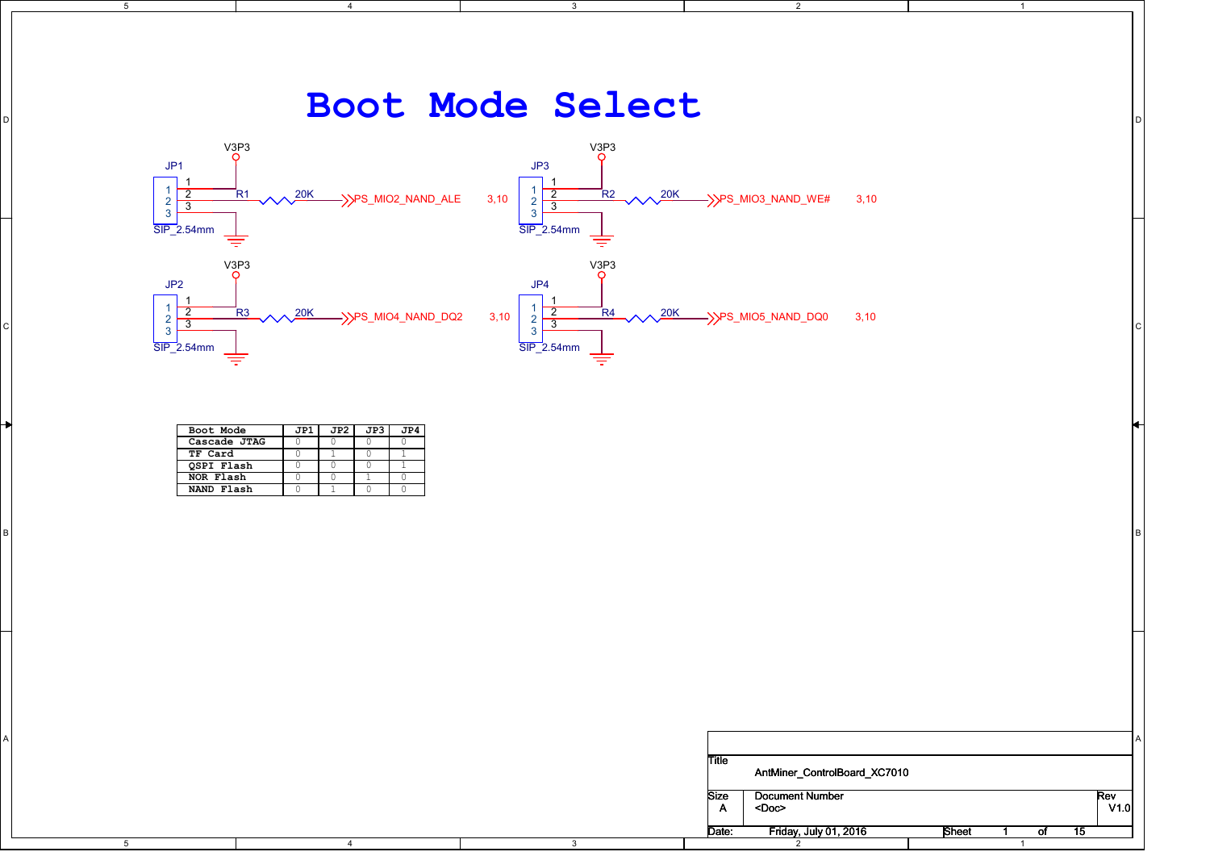# Boot Mode Select

V3P3

JP1
1
2
3
SIP_2.54mm

R1 20K PS_MIO2_NAND_ALE 3,10

V3P3

JP3
1
2
3
SIP_2.54mm

R2 20K PS_MIO3_NAND_WE# 3,10

V3P3

JP2
1
2
3
SIP_2.54mm

R3 20K PS_MIO4_NAND_DQ2 3,10

V3P3

JP4
1
2
3
SIP_2.54mm

R4 20K PS_MIO5_NAND_DQ0 3,10

| Boot Mode | JP1 | JP2 | JP3 | JP4 |
|---|---|---|---|---|
| Cascade JTAG | 0 | 0 | 0 | 0 |
| TF Card | 0 | 1 | 0 | 1 |
| QSPI Flash | 0 | 0 | 0 | 1 |
| NOR Flash | 0 | 0 | 1 | 0 |
| NAND Flash | 0 | 1 | 0 | 0 |

| Title | AntMiner_ControlBoard_XC7010 | |
|---|---|---|
| Size A | Document Number <Doc> | Rev V1.0 |
| Date: Friday, July 01, 2016 | Sheet 1 of 15 | |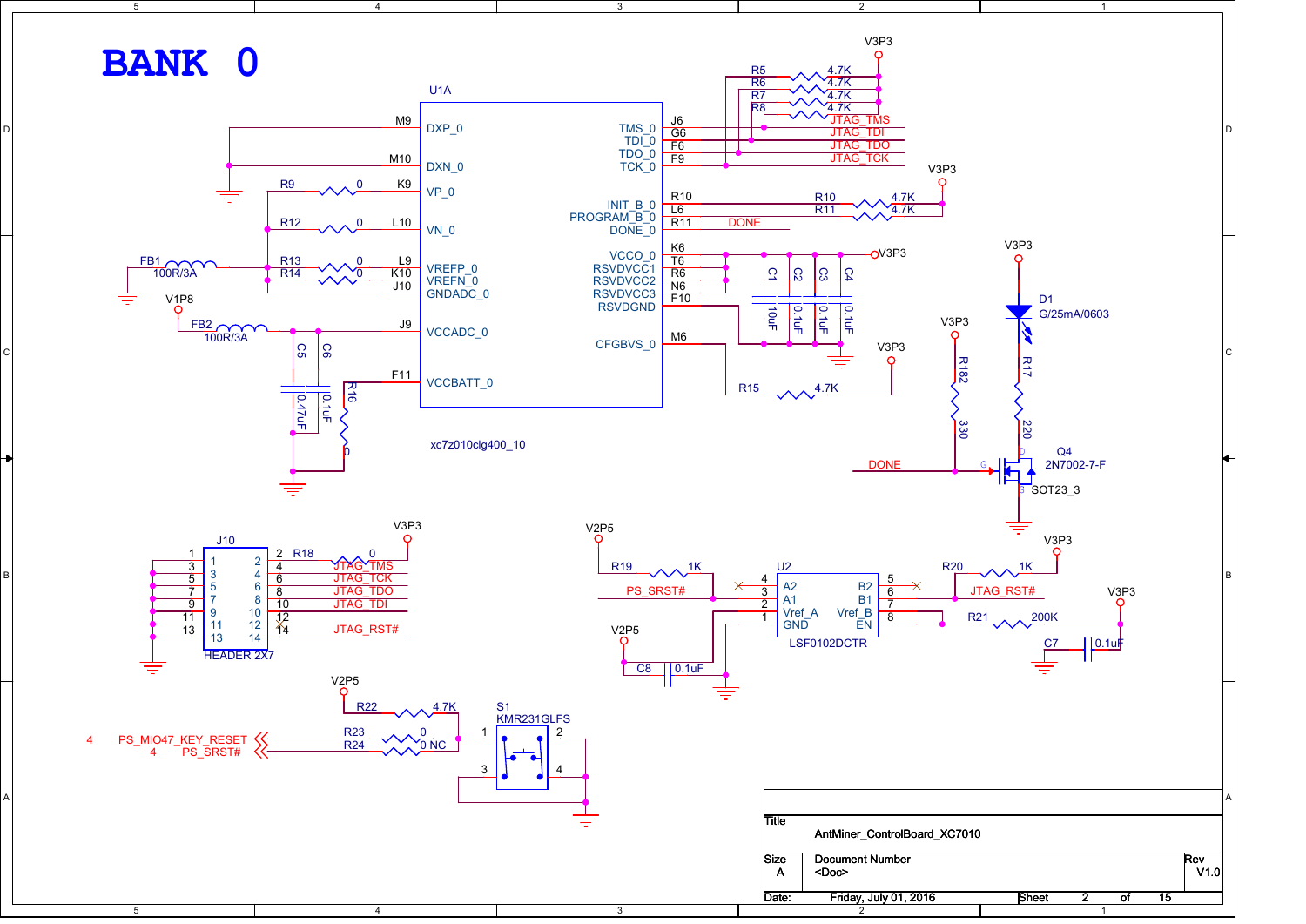# BANK 0

**U1A** — xc7z010clg400_10

| Pin | Signal | Signal | Pin |
|---|---|---|---|
| M9 | DXP_0 | TMS_0 | J6 |
| M10 | DXN_0 | TDI_0 | G6 |
| K9 | VP_0 | TDO_0 | F6 |
| L10 | VN_0 | TCK_0 | F9 |
| L9 | VREFP_0 | INIT_B_0 | R10 |
| K10 | VREFN_0 | PROGRAM_B_0 | L6 |
| J10 | GNDADC_0 | DONE_0 | R11 |
| J9 | VCCADC_0 | VCCO_0 | K6 |
| F11 | VCCBATT_0 | RSVDVCC1 | T6 |
| | | RSVDVCC2 | R6 |
| | | RSVDVCC3 | N6 |
| | | RSVDGND | F10 |
| | | CFGBVS_0 | M6 |

- R5 4.7K, R6 4.7K, R7 4.7K, R8 4.7K — V3P3; JTAG_TMS, JTAG_TDI, JTAG_TDO, JTAG_TCK
- R10 4.7K, R11 4.7K — V3P3; DONE
- R9 0, R12 0, R13 0, R14 0
- FB1 100R/3A
- FB2 100R/3A — V1P8
- C5 0.47uF, C6 0.1uF
- R16 0
- C1 10uF, C2 0.1uF, C3 0.1uF, C4 0.1uF — V3P3
- R15 4.7K — V3P3
- D1 G/25mA/0603 — V3P3
- R17 220
- R182 330 — V3P3
- Q4 2N7002-7-F, SOT23_3 — DONE (G, D, S)

**J10** — HEADER 2X7

| Pin | Pin | Signal |
|---|---|---|
| 1 | 2 | R18 0 — V3P3 |
| 3 | 4 | JTAG_TMS |
| 5 | 6 | JTAG_TCK |
| 7 | 8 | JTAG_TDO |
| 9 | 10 | JTAG_TDI |
| 11 | 12 | |
| 13 | 14 | JTAG_RST# |

**U2** — LSF0102DCTR

| Pin | Signal | Signal | Pin |
|---|---|---|---|
| 4 | A2 | B2 | 5 |
| 3 | A1 | B1 | 6 |
| 2 | Vref_A | Vref_B | 7 |
| 1 | GND | EN | 8 |

- R19 1K — V2P5; PS_SRST#
- R20 1K — V3P3; JTAG_RST#
- R21 200K — V3P3
- C7 0.1uF
- C8 0.1uF — V2P5

**S1** — KMR231GLFS (pins 1, 2, 3, 4)

- R22 4.7K — V2P5
- R23 0 — 4 PS_MIO47_KEY_RESET
- R24 0 NC — 4 PS_SRST#

| | |
|---|---|
| Title | AntMiner_ControlBoard_XC7010 |
| Size | A |
| Document Number | <Doc> |
| Rev | V1.0 |
| Date: | Friday, July 01, 2016 |
| Sheet | 2 of 15 |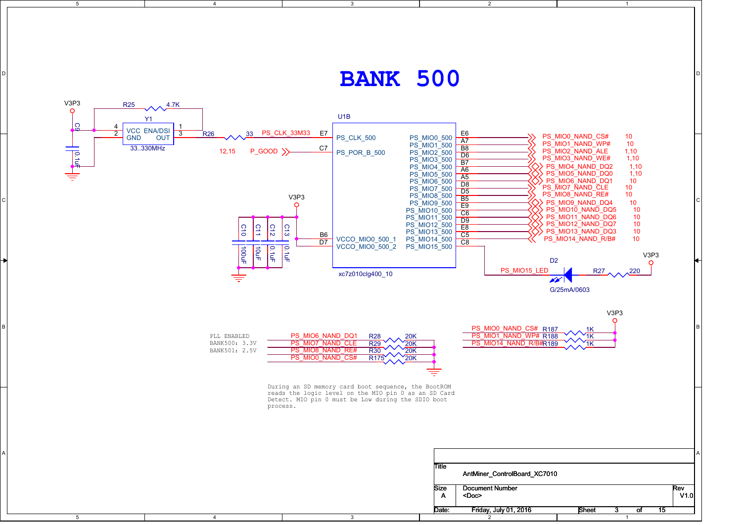# BANK 500

V3P3

R25 4.7K

Y1

C9 0.1uF

4 VCC ENA/DSI 1
2 GND OUT 3

33..330MHz

R26 33 PS_CLK_33M33 E7

12,15 P_GOOD C7

U1B

PS_CLK_500
PS_POR_B_500

VCCO_MIO0_500_1 B6
VCCO_MIO0_500_2 D7

xc7z010clg400_10

V3P3

C10 100uF
C11 10uF
C12 0.1uF
C13 0.1uF

| Pin name | Ball | Net | Sheets |
|---|---|---|---|
| PS_MIO0_500 | E6 | PS_MIO0_NAND_CS# | 10 |
| PS_MIO1_500 | A7 | PS_MIO1_NAND_WP# | 10 |
| PS_MIO2_500 | B8 | PS_MIO2_NAND_ALE | 1,10 |
| PS_MIO3_500 | D6 | PS_MIO3_NAND_WE# | 1,10 |
| PS_MIO4_500 | B7 | PS_MIO4_NAND_DQ2 | 1,10 |
| PS_MIO5_500 | A6 | PS_MIO5_NAND_DQ0 | 1,10 |
| PS_MIO6_500 | A5 | PS_MIO6_NAND_DQ1 | 10 |
| PS_MIO7_500 | D8 | PS_MIO7_NAND_CLE | 10 |
| PS_MIO8_500 | D5 | PS_MIO8_NAND_RE# | 10 |
| PS_MIO9_500 | B5 | PS_MIO9_NAND_DQ4 | 10 |
| PS_MIO10_500 | E9 | PS_MIO10_NAND_DQ5 | 10 |
| PS_MIO11_500 | C6 | PS_MIO11_NAND_DQ6 | 10 |
| PS_MIO12_500 | D9 | PS_MIO12_NAND_DQ7 | 10 |
| PS_MIO13_500 | E8 | PS_MIO13_NAND_DQ3 | 10 |
| PS_MIO14_500 | C5 | PS_MIO14_NAND_R/B# | 10 |
| PS_MIO15_500 | C8 | PS_MIO15_LED | |

D2 G/25mA/0603

R27 220 V3P3

```
PLL ENABLED
BANK500: 3.3V
BANK501: 2.5V
```

| Net | Resistor | Value |
|---|---|---|
| PS_MIO6_NAND_DQ1 | R28 | 20K |
| PS_MIO7_NAND_CLE | R29 | 20K |
| PS_MIO8_NAND_RE# | R30 | 20K |
| PS_MIO0_NAND_CS# | R175 | 20K |

V3P3

| Net | Resistor | Value |
|---|---|---|
| PS_MIO0_NAND_CS# | R187 | 1K |
| PS_MIO1_NAND_WP# | R188 | 1K |
| PS_MIO14_NAND_R/B# | R189 | 1K |

```
During an SD memory card boot sequence, the BootROM
reads the logic level on the MIO pin 0 as an SD Card
Detect. MIO pin 0 must be Low during the SDIO boot
process.
```

| | |
|---|---|
| Title | AntMiner_ControlBoard_XC7010 |
| Size | A |
| Document Number | <Doc> |
| Rev | V1.0 |
| Date: | Friday, July 01, 2016 |
| Sheet | 3 of 15 |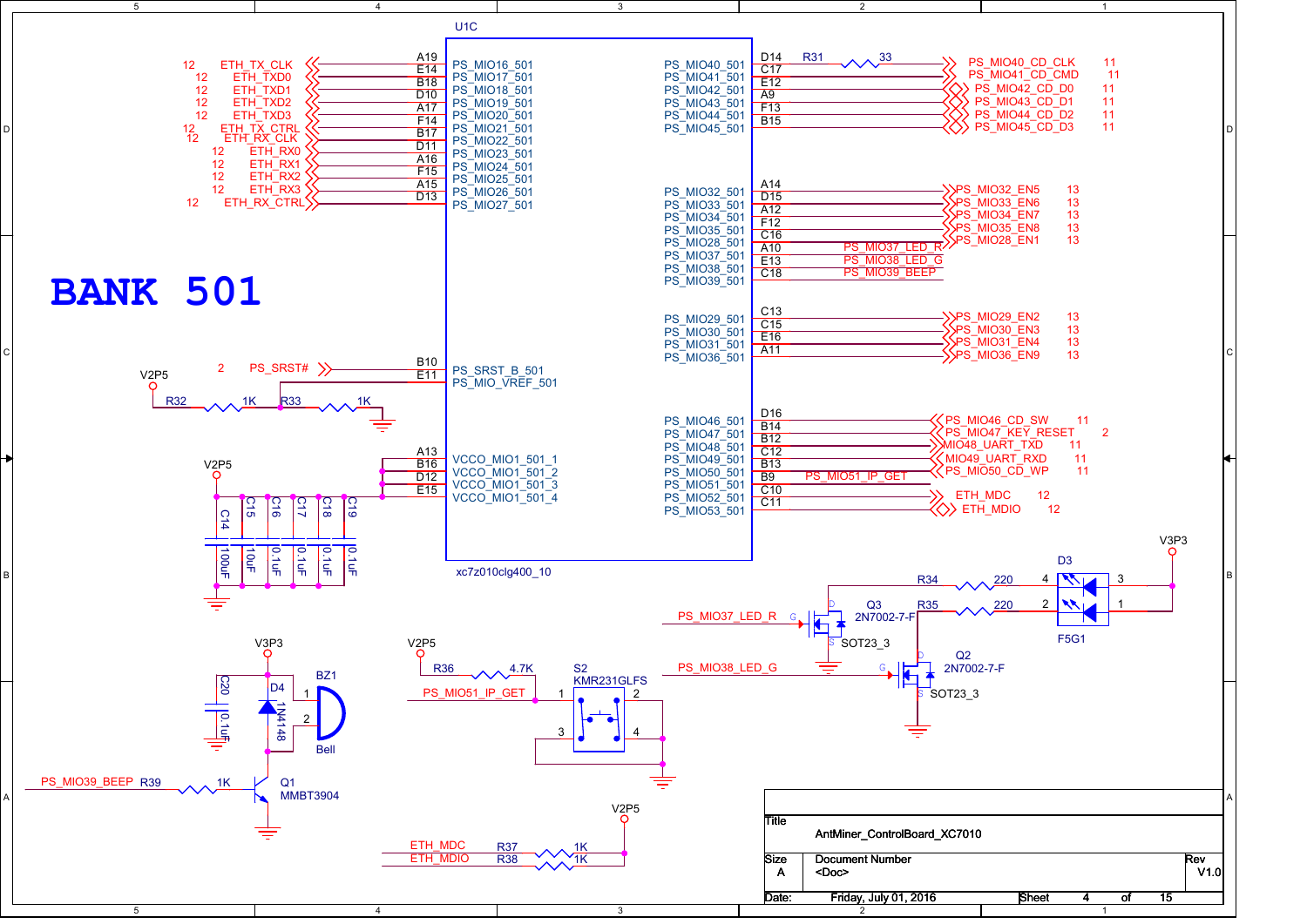# BANK 501

U1C — xc7z010clg400_10

| Signal | Sheet | Pin | Port |
|---|---|---|---|
| ETH_TX_CLK | 12 | A19 | PS_MIO16_501 |
| ETH_TXD0 | 12 | E14 | PS_MIO17_501 |
| ETH_TXD1 | 12 | B18 | PS_MIO18_501 |
| ETH_TXD2 | 12 | D10 | PS_MIO19_501 |
| ETH_TXD3 | 12 | A17 | PS_MIO20_501 |
| ETH_TX_CTRL | 12 | F14 | PS_MIO21_501 |
| ETH_RX_CLK | 12 | B17 | PS_MIO22_501 |
| ETH_RX0 | 12 | D11 | PS_MIO23_501 |
| ETH_RX1 | 12 | A16 | PS_MIO24_501 |
| ETH_RX2 | 12 | F15 | PS_MIO25_501 |
| ETH_RX3 | 12 | A15 | PS_MIO26_501 |
| ETH_RX_CTRL | 12 | D13 | PS_MIO27_501 |
| PS_SRST# | 2 | B10 | PS_SRST_B_501 |
| (R32/R33 divider) | | E11 | PS_MIO_VREF_501 |
| V2P5 | | A13 | VCCO_MIO1_501_1 |
| V2P5 | | B16 | VCCO_MIO1_501_2 |
| V2P5 | | D12 | VCCO_MIO1_501_3 |
| V2P5 | | E15 | VCCO_MIO1_501_4 |

| Port | Pin | Signal | Sheet |
|---|---|---|---|
| PS_MIO40_501 | D14 | R31 33 → PS_MIO40_CD_CLK | 11 |
| PS_MIO41_501 | C17 | PS_MIO41_CD_CMD | 11 |
| PS_MIO42_501 | E12 | PS_MIO42_CD_D0 | 11 |
| PS_MIO43_501 | A9 | PS_MIO43_CD_D1 | 11 |
| PS_MIO44_501 | F13 | PS_MIO44_CD_D2 | 11 |
| PS_MIO45_501 | B15 | PS_MIO45_CD_D3 | 11 |
| PS_MIO32_501 | A14 | PS_MIO32_EN5 | 13 |
| PS_MIO33_501 | D15 | PS_MIO33_EN6 | 13 |
| PS_MIO34_501 | A12 | PS_MIO34_EN7 | 13 |
| PS_MIO35_501 | F12 | PS_MIO35_EN8 | 13 |
| PS_MIO28_501 | C16 | PS_MIO28_EN1 | 13 |
| PS_MIO37_501 | A10 | PS_MIO37_LED_R | |
| PS_MIO38_501 | E13 | PS_MIO38_LED_G | |
| PS_MIO39_501 | C18 | PS_MIO39_BEEP | |
| PS_MIO29_501 | C13 | PS_MIO29_EN2 | 13 |
| PS_MIO30_501 | C15 | PS_MIO30_EN3 | 13 |
| PS_MIO31_501 | E16 | PS_MIO31_EN4 | 13 |
| PS_MIO36_501 | A11 | PS_MIO36_EN9 | 13 |
| PS_MIO46_501 | D16 | PS_MIO46_CD_SW | 11 |
| PS_MIO47_501 | B14 | PS_MIO47_KEY_RESET | 2 |
| PS_MIO48_501 | B12 | MIO48_UART_TXD | 11 |
| PS_MIO49_501 | C12 | MIO49_UART_RXD | 11 |
| PS_MIO50_501 | B13 | PS_MIO50_CD_WP | 11 |
| PS_MIO51_501 | B9 | PS_MIO51_IP_GET | |
| PS_MIO52_501 | C10 | ETH_MDC | 12 |
| PS_MIO53_501 | C11 | ETH_MDIO | 12 |

V2P5 — R32 1K — R33 1K — GND

V2P5 decoupling: C14 100uF, C15 10uF, C16 0.1uF, C17 0.1uF, C18 0.1uF, C19 0.1uF

V3P3 — D3 F5G1 (pins 3, 1); R34 220 (pin 4), R35 220 (pin 2)

PS_MIO37_LED_R — Q3 2N7002-7-F SOT23_3

PS_MIO38_LED_G — Q2 2N7002-7-F SOT23_3

V3P3 — C20 0.1uF; D4 1N4148; BZ1 Bell (pins 1, 2)

PS_MIO39_BEEP — R39 1K — Q1 MMBT3904

V2P5 — R36 4.7K — PS_MIO51_IP_GET — S2 KMR231GLFS (pins 1, 2, 3, 4)

V2P5 — R37 1K — ETH_MDC; R38 1K — ETH_MDIO

| | |
|---|---|
| Title | AntMiner_ControlBoard_XC7010 |
| Size | A |
| Document Number | <Doc> |
| Rev | V1.0 |
| Date: | Friday, July 01, 2016 |
| Sheet | 4 of 15 |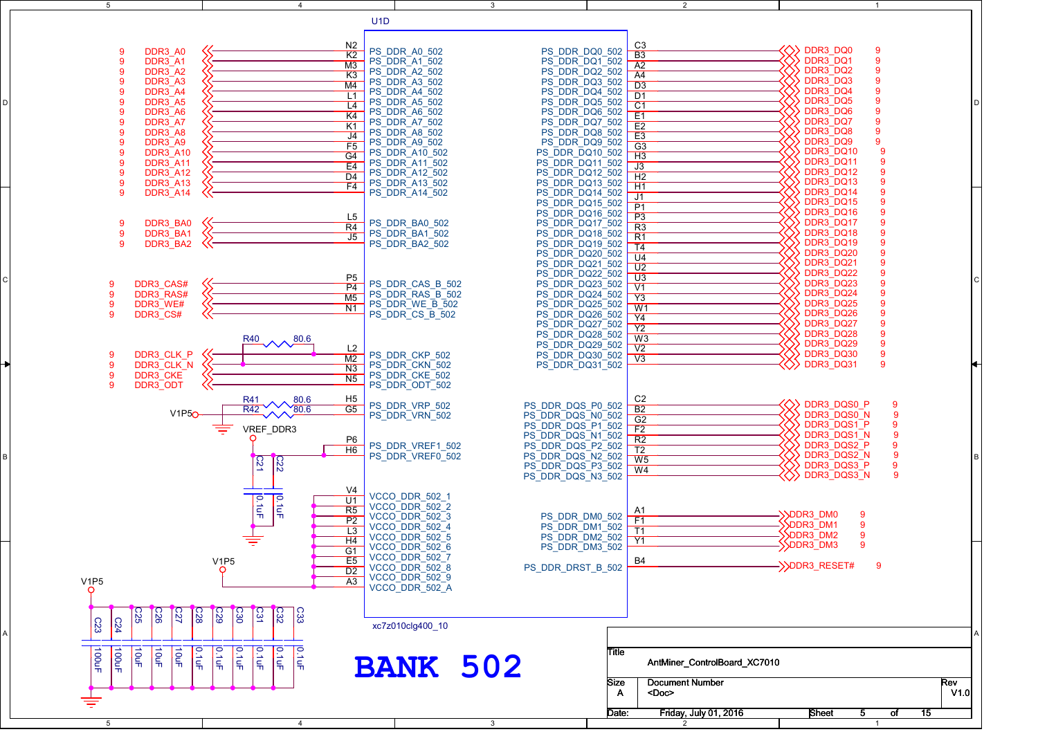# BANK 502

U1D — xc7z010clg400_10

## Address / Bank / Control Signals

| Net | Sheet | Pin | Port |
| --- | --- | --- | --- |
| DDR3_A0 | 9 | N2 | PS_DDR_A0_502 |
| DDR3_A1 | 9 | K2 | PS_DDR_A1_502 |
| DDR3_A2 | 9 | M3 | PS_DDR_A2_502 |
| DDR3_A3 | 9 | K3 | PS_DDR_A3_502 |
| DDR3_A4 | 9 | M4 | PS_DDR_A4_502 |
| DDR3_A5 | 9 | L1 | PS_DDR_A5_502 |
| DDR3_A6 | 9 | L4 | PS_DDR_A6_502 |
| DDR3_A7 | 9 | K4 | PS_DDR_A7_502 |
| DDR3_A8 | 9 | K1 | PS_DDR_A8_502 |
| DDR3_A9 | 9 | J4 | PS_DDR_A9_502 |
| DDR3_A10 | 9 | F5 | PS_DDR_A10_502 |
| DDR3_A11 | 9 | G4 | PS_DDR_A11_502 |
| DDR3_A12 | 9 | E4 | PS_DDR_A12_502 |
| DDR3_A13 | 9 | D4 | PS_DDR_A13_502 |
| DDR3_A14 | 9 | F4 | PS_DDR_A14_502 |
| DDR3_BA0 | 9 | L5 | PS_DDR_BA0_502 |
| DDR3_BA1 | 9 | R4 | PS_DDR_BA1_502 |
| DDR3_BA2 | 9 | J5 | PS_DDR_BA2_502 |
| DDR3_CAS# | 9 | P5 | PS_DDR_CAS_B_502 |
| DDR3_RAS# | 9 | P4 | PS_DDR_RAS_B_502 |
| DDR3_WE# | 9 | M5 | PS_DDR_WE_B_502 |
| DDR3_CS# | 9 | N1 | PS_DDR_CS_B_502 |
| DDR3_CLK_P | 9 | L2 | PS_DDR_CKP_502 |
| DDR3_CLK_N | 9 | M2 | PS_DDR_CKN_502 |
| DDR3_CKE | 9 | N3 | PS_DDR_CKE_502 |
| DDR3_ODT | 9 | N5 | PS_DDR_ODT_502 |

R40 80.6 (between DDR3_CLK_P and DDR3_CLK_N)

| Component | Value | Pin | Port |
| --- | --- | --- | --- |
| R41 | 80.6 | H5 | PS_DDR_VRP_502 |
| R42 | 80.6 | G5 | PS_DDR_VRN_502 |

V1P5, VREF_DDR3

| Pin | Port |
| --- | --- |
| P6 | PS_DDR_VREF1_502 |
| H6 | PS_DDR_VREF0_502 |

C21 0.1uF, C22 0.1uF

## Power (V1P5)

| Pin | Port |
| --- | --- |
| V4 | VCCO_DDR_502_1 |
| U1 | VCCO_DDR_502_2 |
| R5 | VCCO_DDR_502_3 |
| P2 | VCCO_DDR_502_4 |
| L3 | VCCO_DDR_502_5 |
| H4 | VCCO_DDR_502_6 |
| G1 | VCCO_DDR_502_7 |
| E5 | VCCO_DDR_502_8 |
| D2 | VCCO_DDR_502_9 |
| A3 | VCCO_DDR_502_A |

Decoupling (V1P5): C23 100uF, C24 100uF, C25 10uF, C26 10uF, C27 10uF, C28 0.1uF, C29 0.1uF, C30 0.1uF, C31 0.1uF, C32 0.1uF, C33 0.1uF

## Data Signals

| Port | Pin | Net | Sheet |
| --- | --- | --- | --- |
| PS_DDR_DQ0_502 | C3 | DDR3_DQ0 | 9 |
| PS_DDR_DQ1_502 | B3 | DDR3_DQ1 | 9 |
| PS_DDR_DQ2_502 | A2 | DDR3_DQ2 | 9 |
| PS_DDR_DQ3_502 | A4 | DDR3_DQ3 | 9 |
| PS_DDR_DQ4_502 | D3 | DDR3_DQ4 | 9 |
| PS_DDR_DQ5_502 | D1 | DDR3_DQ5 | 9 |
| PS_DDR_DQ6_502 | C1 | DDR3_DQ6 | 9 |
| PS_DDR_DQ7_502 | E1 | DDR3_DQ7 | 9 |
| PS_DDR_DQ8_502 | E2 | DDR3_DQ8 | 9 |
| PS_DDR_DQ9_502 | E3 | DDR3_DQ9 | 9 |
| PS_DDR_DQ10_502 | G3 | DDR3_DQ10 | 9 |
| PS_DDR_DQ11_502 | H3 | DDR3_DQ11 | 9 |
| PS_DDR_DQ12_502 | J3 | DDR3_DQ12 | 9 |
| PS_DDR_DQ13_502 | H2 | DDR3_DQ13 | 9 |
| PS_DDR_DQ14_502 | H1 | DDR3_DQ14 | 9 |
| PS_DDR_DQ15_502 | J1 | DDR3_DQ15 | 9 |
| PS_DDR_DQ16_502 | P1 | DDR3_DQ16 | 9 |
| PS_DDR_DQ17_502 | P3 | DDR3_DQ17 | 9 |
| PS_DDR_DQ18_502 | R3 | DDR3_DQ18 | 9 |
| PS_DDR_DQ19_502 | R1 | DDR3_DQ19 | 9 |
| PS_DDR_DQ20_502 | T4 | DDR3_DQ20 | 9 |
| PS_DDR_DQ21_502 | U4 | DDR3_DQ21 | 9 |
| PS_DDR_DQ22_502 | U2 | DDR3_DQ22 | 9 |
| PS_DDR_DQ23_502 | U3 | DDR3_DQ23 | 9 |
| PS_DDR_DQ24_502 | V1 | DDR3_DQ24 | 9 |
| PS_DDR_DQ25_502 | Y3 | DDR3_DQ25 | 9 |
| PS_DDR_DQ26_502 | W1 | DDR3_DQ26 | 9 |
| PS_DDR_DQ27_502 | Y4 | DDR3_DQ27 | 9 |
| PS_DDR_DQ28_502 | Y2 | DDR3_DQ28 | 9 |
| PS_DDR_DQ29_502 | W3 | DDR3_DQ29 | 9 |
| PS_DDR_DQ30_502 | V2 | DDR3_DQ30 | 9 |
| PS_DDR_DQ31_502 | V3 | DDR3_DQ31 | 9 |
| PS_DDR_DQS_P0_502 | C2 | DDR3_DQS0_P | 9 |
| PS_DDR_DQS_N0_502 | B2 | DDR3_DQS0_N | 9 |
| PS_DDR_DQS_P1_502 | G2 | DDR3_DQS1_P | 9 |
| PS_DDR_DQS_N1_502 | F2 | DDR3_DQS1_N | 9 |
| PS_DDR_DQS_P2_502 | R2 | DDR3_DQS2_P | 9 |
| PS_DDR_DQS_N2_502 | T2 | DDR3_DQS2_N | 9 |
| PS_DDR_DQS_P3_502 | W5 | DDR3_DQS3_P | 9 |
| PS_DDR_DQS_N3_502 | W4 | DDR3_DQS3_N | 9 |
| PS_DDR_DM0_502 | A1 | DDR3_DM0 | 9 |
| PS_DDR_DM1_502 | F1 | DDR3_DM1 | 9 |
| PS_DDR_DM2_502 | T1 | DDR3_DM2 | 9 |
| PS_DDR_DM3_502 | Y1 | DDR3_DM3 | 9 |
| PS_DDR_DRST_B_502 | B4 | DDR3_RESET# | 9 |

| | |
| --- | --- |
| Title | AntMiner_ControlBoard_XC7010 |
| Size | A |
| Document Number | <Doc> |
| Rev | V1.0 |
| Date: | Friday, July 01, 2016 |
| Sheet | 5 of 15 |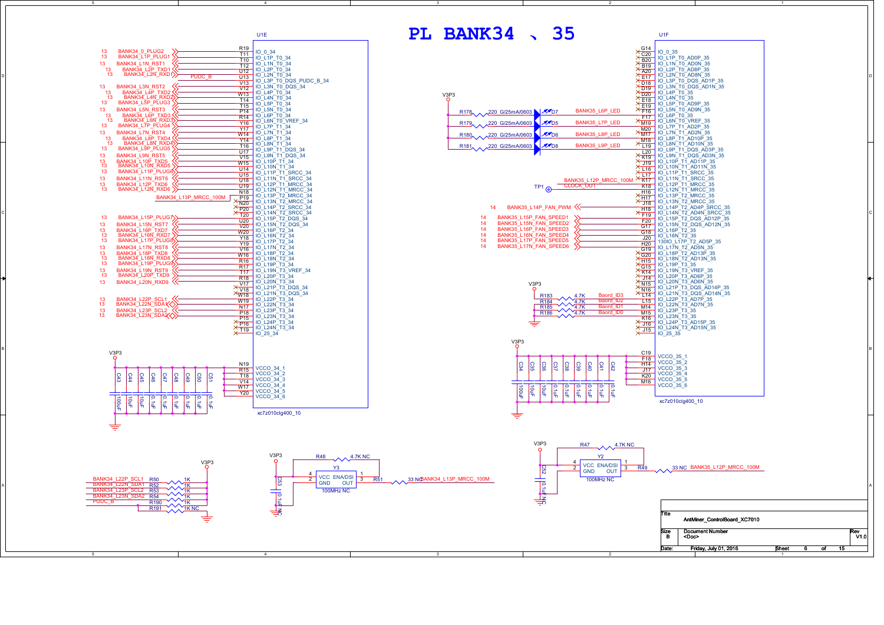# PL BANK34 、35

## U1E

| Net | Pin | Function |
|---|---|---|
| | R19 | IO_0_34 |
| 13 BANK34_0_PLUG2 | T11 | IO_L1P_T0_34 |
| 13 BANK34_L1P_PLUG1 | T10 | IO_L1N_T0_34 |
| 13 BANK34_L1N_RST1 | T12 | IO_L2P_T0_34 |
| 13 BANK34_L2P_TXD1 | U12 | IO_L2N_T0_34 |
| 13 BANK34_L2N_RXD1 | U13 | IO_L3P_T0_DQS_PUDC_B_34 |
| PUDC_B | V13 | IO_L3N_T0_DQS_34 |
| 13 BANK34_L3N_RST2 | V12 | IO_L4P_T0_34 |
| 13 BANK34_L4P_TXD2 | W13 | IO_L4N_T0_34 |
| 13 BANK34_L4N_RXD2 | T14 | IO_L5P_T0_34 |
| 13 BANK34_L5P_PLUG3 | T15 | IO_L5N_T0_34 |
| 13 BANK34_L5N_RST3 | P14 | IO_L6P_T0_34 |
| 13 BANK34_L6P_TXD3 | R14 | IO_L6N_T0_VREF_34 |
| 13 BANK34_L6N_RXD3 | Y16 | IO_L7P_T1_34 |
| 13 BANK34_L7P_PLUG4 | Y17 | IO_L7N_T1_34 |
| 13 BANK34_L7N_RST4 | W14 | IO_L8P_T1_34 |
| 13 BANK34_L8P_TXD4 | Y14 | IO_L8N_T1_34 |
| 13 BANK34_L8N_RXD4 | T16 | IO_L9P_T1_DQS_34 |
| 13 BANK34_L9P_PLUG5 | U17 | IO_L9N_T1_DQS_34 |
| 13 BANK34_L9N_RST5 | V15 | IO_L10P_T1_34 |
| 13 BANK34_L10P_TXD5 | W15 | IO_L10N_T1_34 |
| 13 BANK34_L10N_RXD5 | U14 | IO_L11P_T1_SRCC_34 |
| 13 BANK34_L11P_PLUG6 | U15 | IO_L11N_T1_SRCC_34 |
| 13 BANK34_L11N_RST6 | U18 | IO_L12P_T1_MRCC_34 |
| 13 BANK34_L12P_TXD6 | U19 | IO_L12N_T1_MRCC_34 |
| 13 BANK34_L12N_RXD6 | N18 | IO_L13P_T2_MRCC_34 |
| BANK34_L13P_MRCC_100M | P19 | IO_L13N_T2_MRCC_34 |
| | N20 | IO_L14P_T2_SRCC_34 |
| | P20 | IO_L14N_T2_SRCC_34 |
| | T20 | IO_L15P_T2_DQS_34 |
| 13 BANK34_L15P_PLUG7 | U20 | IO_L15N_T2_DQS_34 |
| 13 BANK34_L15N_RST7 | V20 | IO_L16P_T2_34 |
| 13 BANK34_L16P_TXD7 | W20 | IO_L16N_T2_34 |
| 13 BANK34_L16N_RXD7 | Y18 | IO_L17P_T2_34 |
| 13 BANK34_L17P_PLUG8 | Y19 | IO_L17N_T2_34 |
| 13 BANK34_L17N_RST8 | V16 | IO_L18P_T2_34 |
| 13 BANK34_L18P_TXD8 | W16 | IO_L18N_T2_34 |
| 13 BANK34_L18N_RXD8 | R16 | IO_L19P_T3_34 |
| 13 BANK34_L19P_PLUG9 | R17 | IO_L19N_T3_VREF_34 |
| 13 BANK34_L19N_RST9 | T17 | IO_L20P_T3_34 |
| 13 BANK34_L20P_TXD9 | R18 | IO_L20N_T3_34 |
| 13 BANK34_L20N_RXD9 | V17 | IO_L21P_T3_DQS_34 |
| | V18 | IO_L21N_T3_DQS_34 |
| | W18 | IO_L22P_T3_34 |
| 13 BANK34_L22P_SCL1 | W19 | IO_L22N_T3_34 |
| 13 BANK34_L22N_SDA1 | N17 | IO_L23P_T3_34 |
| 13 BANK34_L23P_SCL2 | P18 | IO_L23N_T3_34 |
| 13 BANK34_L23N_SDA2 | P15 | IO_L24P_T3_34 |
| | P16 | IO_L24N_T3_34 |
| | T19 | IO_25_34 |
| V3P3 | N19, R15, T18, V14, W17, Y20 | VCCO_34_1 … VCCO_34_6 |

Decoupling (V3P3): C43 100uF, C44 10uF, C45 10uF, C46 0.1uF, C47 0.1uF, C48 0.1uF, C49 0.1uF, C50 0.1uF, C51 0.1uF

xc7z010clg400_10

## U1F

| Net | Pin | Function |
|---|---|---|
| | G14 | IO_0_35 |
| | C20 | IO_L1P_T0_AD0P_35 |
| | B20 | IO_L1N_T0_AD0N_35 |
| | B19 | IO_L2P_T0_AD8P_35 |
| | A20 | IO_L2N_T0_AD8N_35 |
| | E17 | IO_L3P_T0_DQS_AD1P_35 |
| | D18 | IO_L3N_T0_DQS_AD1N_35 |
| | D19 | IO_L4P_T0_35 |
| | D20 | IO_L4N_T0_35 |
| | E18 | IO_L5P_T0_AD9P_35 |
| | E19 | IO_L5N_T0_AD9N_35 |
| BANK35_L6P_LED | F16 | IO_L6P_T0_35 |
| | F17 | IO_L6N_T0_VREF_35 |
| BANK35_L7P_LED | M19 | IO_L7P_T1_AD2P_35 |
| | M20 | IO_L7N_T1_AD2N_35 |
| BANK35_L8P_LED | M17 | IO_L8P_T1_AD10P_35 |
| | M18 | IO_L8N_T1_AD10N_35 |
| BANK35_L9P_LED | L19 | IO_L9P_T1_DQS_AD3P_35 |
| | L20 | IO_L9N_T1_DQS_AD3N_35 |
| | K19 | IO_L10P_T1_AD11P_35 |
| | J19 | IO_L10N_T1_AD11N_35 |
| | L16 | IO_L11P_T1_SRCC_35 |
| | L17 | IO_L11N_T1_SRCC_35 |
| BANK35_L12P_MRCC_100M | K17 | IO_L12P_T1_MRCC_35 |
| CLOCK_OUT (TP1) | K18 | IO_L12N_T1_MRCC_35 |
| | H16 | IO_L13P_T2_MRCC_35 |
| | H17 | IO_L13N_T2_MRCC_35 |
| 14 BANK35_L14P_FAN_PWM | J18 | IO_L14P_T2_AD4P_SRCC_35 |
| | H18 | IO_L14N_T2_AD4N_SRCC_35 |
| 14 BANK35_L15P_FAN_SPEED1 | F19 | IO_L15P_T2_DQS_AD12P_35 |
| 14 BANK35_L15N_FAN_SPEED2 | F20 | IO_L15N_T2_DQS_AD12N_35 |
| 14 BANK35_L16P_FAN_SPEED3 | G17 | IO_L16P_T2_35 |
| 14 BANK35_L16N_FAN_SPEED4 | G18 | IO_L16N_T2_35 |
| 14 BANK35_L17P_FAN_SPEED5 | J20 | 13OIO_L17P_T2_AD5P_35 |
| 14 BANK35_L17N_FAN_SPEED6 | H20 | IO_L17N_T2_AD5N_35 |
| | G19 | IO_L18P_T2_AD13P_35 |
| | G20 | IO_L18N_T2_AD13N_35 |
| | H15 | IO_L19P_T3_35 |
| | G15 | IO_L19N_T3_VREF_35 |
| | K14 | IO_L20P_T3_AD6P_35 |
| | J14 | IO_L20N_T3_AD6N_35 |
| | N15 | IO_L21P_T3_DQS_AD14P_35 |
| | N16 | IO_L21N_T3_DQS_AD14N_35 |
| Baord_ID3 | L14 | IO_L22P_T3_AD7P_35 |
| Baord_ID2 | L15 | IO_L22N_T3_AD7N_35 |
| Baord_ID1 | M14 | IO_L23P_T3_35 |
| Baord_ID0 | M15 | IO_L23N_T3_35 |
| | K16 | IO_L24P_T3_AD15P_35 |
| | J16 | IO_L24N_T3_AD15N_35 |
| | J15 | IO_25_35 |
| V3P3 | C19, F18, H14, J17, K20, M16 | VCCO_35_1 … VCCO_35_6 |

LEDs (V3P3): R178 220 G/25mA/0603 – D7 – BANK35_L6P_LED; R179 220 G/25mA/0603 – D5 – BANK35_L7P_LED; R180 220 G/25mA/0603 – D6 – BANK35_L8P_LED; R181 220 G/25mA/0603 – D8 – BANK35_L9P_LED

Board ID (V3P3): R183 4.7K Baord_ID3; R184 4.7K Baord_ID2; R185 4.7K Baord_ID1; R186 4.7K Baord_ID0

Decoupling (V3P3): C34 100uF, C35 10uF, C36 10uF, C37 0.1uF, C38 0.1uF, C39 0.1uF, C40 0.1uF, C41 0.1uF, C42 0.1uF

xc7z010clg400_10

## Pull-ups (V3P3)

- BANK34_L22P_SCL1 – R50 1K
- BANK34_L22N_SDA1 – R52 1K
- BANK34_L23P_SCL2 – R53 1K
- BANK34_L23N_SDA2 – R54 1K
- PUDC_B – R190 1K
- R191 1K NC

## Oscillators

- Y3 100MHz NC: V3P3, VCC/ENA/DSI, GND, OUT; R48 4.7K NC; C53 0.1uF NC; R51 33 NC – BANK34_L13P_MRCC_100M
- Y2 100MHz NC: V3P3, VCC/ENA/DSI, GND, OUT; R47 4.7K NC; C52 0.1uF NC; R49 33 NC – BANK35_L12P_MRCC_100M

| Title | AntMiner_ControlBoard_XC7010 | |
|---|---|---|
| Size: B | Document Number: <Doc> | Rev: V1.0 |
| Date: Friday, July 01, 2016 | Sheet 6 of 15 | |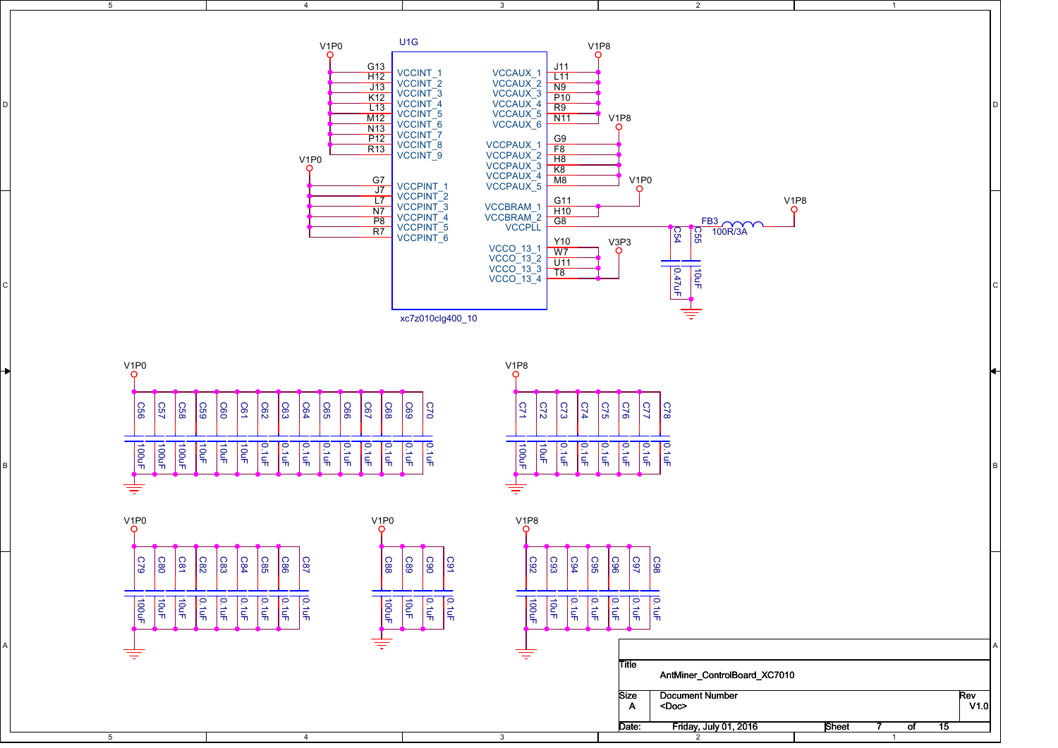# U1G — xc7z010clg400_10

| Pin | Signal | Net |
|---|---|---|
| G13 | VCCINT_1 | V1P0 |
| H12 | VCCINT_2 | V1P0 |
| J13 | VCCINT_3 | V1P0 |
| K12 | VCCINT_4 | V1P0 |
| L13 | VCCINT_5 | V1P0 |
| M12 | VCCINT_6 | V1P0 |
| N13 | VCCINT_7 | V1P0 |
| P12 | VCCINT_8 | V1P0 |
| R13 | VCCINT_9 | V1P0 |
| G7 | VCCPINT_1 | V1P0 |
| J7 | VCCPINT_2 | V1P0 |
| L7 | VCCPINT_3 | V1P0 |
| N7 | VCCPINT_4 | V1P0 |
| P8 | VCCPINT_5 | V1P0 |
| R7 | VCCPINT_6 | V1P0 |
| J11 | VCCAUX_1 | V1P8 |
| L11 | VCCAUX_2 | V1P8 |
| N9 | VCCAUX_3 | V1P8 |
| P10 | VCCAUX_4 | V1P8 |
| R9 | VCCAUX_5 | V1P8 |
| N11 | VCCAUX_6 | V1P8 |
| G9 | VCCPAUX_1 | V1P8 |
| F8 | VCCPAUX_2 | V1P8 |
| H8 | VCCPAUX_3 | V1P8 |
| K8 | VCCPAUX_4 | V1P8 |
| M8 | VCCPAUX_5 | V1P8 |
| G11 | VCCBRAM_1 | V1P0 |
| H10 | VCCBRAM_2 | V1P0 |
| G8 | VCCPLL | V1P8 via FB3 (100R/3A); C54 0.47uF, C55 10uF to GND |
| Y10 | VCCO_13_1 | V3P3 |
| W7 | VCCO_13_2 | V3P3 |
| U11 | VCCO_13_3 | V3P3 |
| T8 | VCCO_13_4 | V3P3 |

## Decoupling capacitors

| Net | Capacitors |
|---|---|
| V1P0 | C56 100uF, C57 100uF, C58 100uF, C59 10uF, C60 10uF, C61 10uF, C62 0.1uF, C63 0.1uF, C64 0.1uF, C65 0.1uF, C66 0.1uF, C67 0.1uF, C68 0.1uF, C69 0.1uF, C70 0.1uF |
| V1P8 | C71 100uF, C72 10uF, C73 0.1uF, C74 0.1uF, C75 0.1uF, C76 0.1uF, C77 0.1uF, C78 0.1uF |
| V1P0 | C79 100uF, C80 10uF, C81 10uF, C82 0.1uF, C83 0.1uF, C84 0.1uF, C85 0.1uF, C86 0.1uF, C87 0.1uF |
| V1P0 | C88 100uF, C89 10uF, C90 0.1uF, C91 0.1uF |
| V1P8 | C92 100uF, C93 10uF, C94 0.1uF, C95 0.1uF, C96 0.1uF, C97 0.1uF, C98 0.1uF |

Title: AntMiner_ControlBoard_XC7010

Size: A | Document Number: <Doc> | Rev: V1.0

Date: Friday, July 01, 2016 | Sheet 7 of 15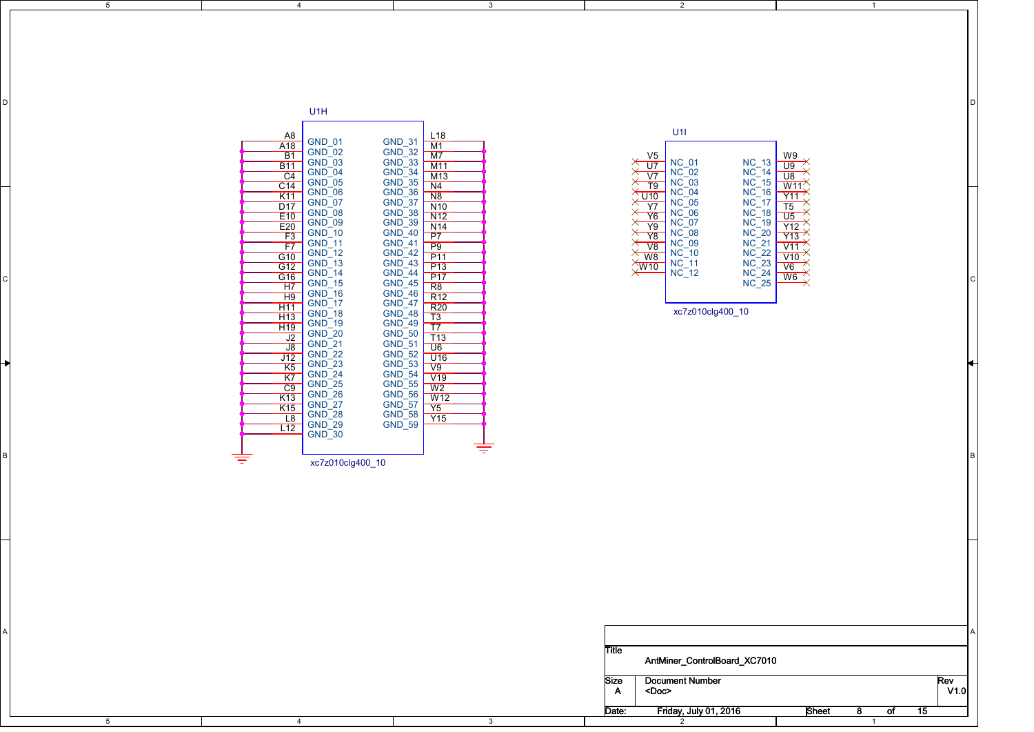## U1H

xc7z010clg400_10

| Pin | Name | Name | Pin |
|---|---|---|---|
| A8 | GND_01 | GND_31 | L18 |
| A18 | GND_02 | GND_32 | M1 |
| B1 | GND_03 | GND_33 | M7 |
| B11 | GND_04 | GND_34 | M11 |
| C4 | GND_05 | GND_35 | M13 |
| C14 | GND_06 | GND_36 | N4 |
| K11 | GND_07 | GND_37 | N8 |
| D17 | GND_08 | GND_38 | N10 |
| E10 | GND_09 | GND_39 | N12 |
| E20 | GND_10 | GND_40 | N14 |
| F3 | GND_11 | GND_41 | P7 |
| F7 | GND_12 | GND_42 | P9 |
| G10 | GND_13 | GND_43 | P11 |
| G12 | GND_14 | GND_44 | P13 |
| G16 | GND_15 | GND_45 | P17 |
| H7 | GND_16 | GND_46 | R8 |
| H9 | GND_17 | GND_47 | R12 |
| H11 | GND_18 | GND_48 | R20 |
| H13 | GND_19 | GND_49 | T3 |
| H19 | GND_20 | GND_50 | T7 |
| J2 | GND_21 | GND_51 | T13 |
| J8 | GND_22 | GND_52 | U6 |
| J12 | GND_23 | GND_53 | U16 |
| K5 | GND_24 | GND_54 | V9 |
| K7 | GND_25 | GND_55 | V19 |
| C9 | GND_26 | GND_56 | W2 |
| K13 | GND_27 | GND_57 | W12 |
| K15 | GND_28 | GND_58 | Y5 |
| L8 | GND_29 | GND_59 | Y15 |
| L12 | GND_30 | | |

## U1I

xc7z010clg400_10

| Pin | Name | Name | Pin |
|---|---|---|---|
| V5 | NC_01 | NC_13 | W9 |
| U7 | NC_02 | NC_14 | U9 |
| V7 | NC_03 | NC_15 | U8 |
| T9 | NC_04 | NC_16 | W11 |
| U10 | NC_05 | NC_17 | Y11 |
| Y7 | NC_06 | NC_18 | T5 |
| Y6 | NC_07 | NC_19 | U5 |
| Y9 | NC_08 | NC_20 | Y12 |
| Y8 | NC_09 | NC_21 | Y13 |
| V8 | NC_10 | NC_22 | V11 |
| W8 | NC_11 | NC_23 | V10 |
| W10 | NC_12 | NC_24 | V6 |
| | | NC_25 | W6 |

| | |
|---|---|
| Title | AntMiner_ControlBoard_XC7010 |
| Size | A |
| Document Number | <Doc> |
| Rev | V1.0 |
| Date: | Friday, July 01, 2016 |
| Sheet | 8 of 15 |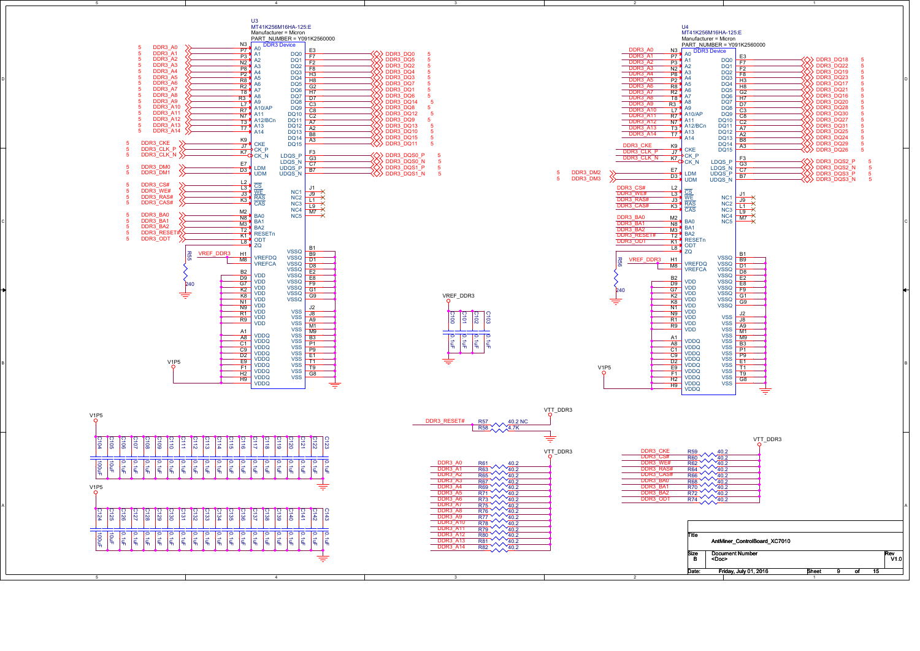# U3

MT41K256M16HA-125:E
Manufacturer = Micron
PART_NUMBER = Y091K2560000
DDR3 Device

| Net | Pin | Signal | Signal | Pin | Net |
|---|---|---|---|---|---|
| DDR3_A0 | N3 | A0 | DQ0 | E3 | DDR3_DQ0 |
| DDR3_A1 | P7 | A1 | DQ1 | F7 | DDR3_DQ5 |
| DDR3_A2 | P3 | A2 | DQ2 | F2 | DDR3_DQ2 |
| DDR3_A3 | N2 | A3 | DQ3 | F8 | DDR3_DQ4 |
| DDR3_A4 | P8 | A4 | DQ4 | H3 | DDR3_DQ3 |
| DDR3_A5 | P2 | A5 | DQ5 | H8 | DDR3_DQ7 |
| DDR3_A6 | R8 | A6 | DQ6 | G2 | DDR3_DQ1 |
| DDR3_A7 | R2 | A7 | DQ7 | H7 | DDR3_DQ6 |
| DDR3_A8 | T8 | A8 | DQ8 | D7 | DDR3_DQ14 |
| DDR3_A9 | R3 | A9 | DQ9 | C3 | DDR3_DQ8 |
| DDR3_A10 | L7 | A10/AP | DQ10 | C8 | DDR3_DQ12 |
| DDR3_A11 | R7 | A11 | DQ11 | C2 | DDR3_DQ9 |
| DDR3_A12 | N7 | A12/BCn | DQ12 | A7 | DDR3_DQ13 |
| DDR3_A13 | T3 | A13 | DQ13 | A2 | DDR3_DQ10 |
| DDR3_A14 | T7 | A14 | DQ14 | B8 | DDR3_DQ15 |
| DDR3_CKE | K9 | CKE | DQ15 | A3 | DDR3_DQ11 |
| DDR3_CLK_P | J7 | CK_P | LDQS_P | F3 | DDR3_DQS0_P |
| DDR3_CLK_N | K7 | CK_N | LDQS_N | G3 | DDR3_DQS0_N |
| DDR3_DM0 | E7 | LDM | UDQS_P | C7 | DDR3_DQS1_P |
| DDR3_DM1 | D3 | UDM | UDQS_N | B7 | DDR3_DQS1_N |
| DDR3_CS# | L2 | CS | NC1 | J1 | NC |
| DDR3_WE# | L3 | WE | NC2 | J9 | NC |
| DDR3_RAS# | J3 | RAS | NC3 | L1 | NC |
| DDR3_CAS# | K3 | CAS | NC4 | L9 | NC |
| DDR3_BA0 | M2 | BA0 | NC5 | M7 | NC |
| DDR3_BA1 | N8 | BA1 | | | |
| DDR3_BA2 | M3 | BA2 | | | |
| DDR3_RESET# | T2 | RESETn | | | |
| DDR3_ODT | K1 | ODT | | | |
| R55 240 to GND | L8 | ZQ | | | |
| VREF_DDR3 | H1 | VREFDQ | | | |
| VREF_DDR3 | M8 | VREFCA | | | |

VDD (V1P5): B2, D9, G7, K2, K8, N1, N9, R1, R9
VDDQ (V1P5): A1, A8, C1, C9, D2, E9, F1, H2, H9
VSSQ (GND): B1, B9, D1, D8, E2, E8, F9, G1, G9
VSS (GND): J2, J8, A9, M1, M9, B3, P1, P9, E1, T1, T9, G8

# U4

MT41K256M16HA-125:E
Manufacturer = Micron
PART_NUMBER = Y091K2560000
DDR3 Device

| Net | Pin | Signal | Signal | Pin | Net |
|---|---|---|---|---|---|
| DDR3_A0 | N3 | A0 | DQ0 | E3 | DDR3_DQ18 |
| DDR3_A1 | P7 | A1 | DQ1 | F7 | DDR3_DQ22 |
| DDR3_A2 | P3 | A2 | DQ2 | F2 | DDR3_DQ19 |
| DDR3_A3 | N2 | A3 | DQ3 | F8 | DDR3_DQ23 |
| DDR3_A4 | P8 | A4 | DQ4 | H3 | DDR3_DQ17 |
| DDR3_A5 | P2 | A5 | DQ5 | H8 | DDR3_DQ21 |
| DDR3_A6 | R8 | A6 | DQ6 | G2 | DDR3_DQ16 |
| DDR3_A7 | R2 | A7 | DQ7 | H7 | DDR3_DQ20 |
| DDR3_A8 | T8 | A8 | DQ8 | D7 | DDR3_DQ28 |
| DDR3_A9 | R3 | A9 | DQ9 | C3 | DDR3_DQ30 |
| DDR3_A10 | L7 | A10/AP | DQ10 | C8 | DDR3_DQ27 |
| DDR3_A11 | R7 | A11 | DQ11 | C2 | DDR3_DQ31 |
| DDR3_A12 | N7 | A12/BCn | DQ12 | A7 | DDR3_DQ25 |
| DDR3_A13 | T3 | A13 | DQ13 | A2 | DDR3_DQ24 |
| DDR3_A14 | T7 | A14 | DQ14 | B8 | DDR3_DQ29 |
| DDR3_CKE | K9 | CKE | DQ15 | A3 | DDR3_DQ26 |
| DDR3_CLK_P | J7 | CK_P | LDQS_P | F3 | DDR3_DQS2_P |
| DDR3_CLK_N | K7 | CK_N | LDQS_N | G3 | DDR3_DQS2_N |
| DDR3_DM2 | E7 | LDM | UDQS_P | C7 | DDR3_DQS3_P |
| DDR3_DM3 | D3 | UDM | UDQS_N | B7 | DDR3_DQS3_N |
| DDR3_CS# | L2 | CS | NC1 | J1 | NC |
| DDR3_WE# | L3 | WE | NC2 | J9 | NC |
| DDR3_RAS# | J3 | RAS | NC3 | L1 | NC |
| DDR3_CAS# | K3 | CAS | NC4 | L9 | NC |
| DDR3_BA0 | M2 | BA0 | NC5 | M7 | NC |
| DDR3_BA1 | N8 | BA1 | | | |
| DDR3_BA2 | M3 | BA2 | | | |
| DDR3_RESET# | T2 | RESETn | | | |
| DDR3_ODT | K1 | ODT | | | |
| R56 240 to GND | L8 | ZQ | | | |
| VREF_DDR3 | H1 | VREFDQ | | | |
| VREF_DDR3 | M8 | VREFCA | | | |

VDD (V1P5): B2, D9, G7, K2, K8, N1, N9, R1, R9
VDDQ (V1P5): A1, A8, C1, C9, D2, E9, F1, H2, H9
VSSQ (GND): B1, B9, D1, D8, E2, E8, F9, G1, G9
VSS (GND): J2, J8, A9, M1, M9, B3, P1, P9, E1, T1, T9, G8

# VREF_DDR3 decoupling

C100 0.1uF, C101 0.1uF, C102 0.1uF, C103 0.1uF

# V1P5 decoupling

C104 100uF, C105 10uF, C106–C123 0.1uF

C124 100uF, C125 10uF, C126–C143 0.1uF

# Reset

DDR3_RESET#: R57 40.2 NC to VTT_DDR3; R58 4.7K to GND

# Address termination (VTT_DDR3)

| Net | Resistor | Value |
|---|---|---|
| DDR3_A0 | R61 | 40.2 |
| DDR3_A1 | R63 | 40.2 |
| DDR3_A2 | R65 | 40.2 |
| DDR3_A3 | R67 | 40.2 |
| DDR3_A4 | R69 | 40.2 |
| DDR3_A5 | R71 | 40.2 |
| DDR3_A6 | R73 | 40.2 |
| DDR3_A7 | R75 | 40.2 |
| DDR3_A8 | R76 | 40.2 |
| DDR3_A9 | R77 | 40.2 |
| DDR3_A10 | R78 | 40.2 |
| DDR3_A11 | R79 | 40.2 |
| DDR3_A12 | R80 | 40.2 |
| DDR3_A13 | R81 | 40.2 |
| DDR3_A14 | R82 | 40.2 |

# Control termination (VTT_DDR3)

| Net | Resistor | Value |
|---|---|---|
| DDR3_CKE | R59 | 40.2 |
| DDR3_CS# | R60 | 40.2 |
| DDR3_WE# | R62 | 40.2 |
| DDR3_RAS# | R64 | 40.2 |
| DDR3_CAS# | R66 | 40.2 |
| DDR3_BA0 | R68 | 40.2 |
| DDR3_BA1 | R70 | 40.2 |
| DDR3_BA2 | R72 | 40.2 |
| DDR3_ODT | R74 | 40.2 |

| Title | AntMiner_ControlBoard_XC7010 | | |
|---|---|---|---|
| Size: B | Document Number: <Doc> | | Rev: V1.0 |
| Date: Friday, July 01, 2016 | Sheet 9 of 15 | | |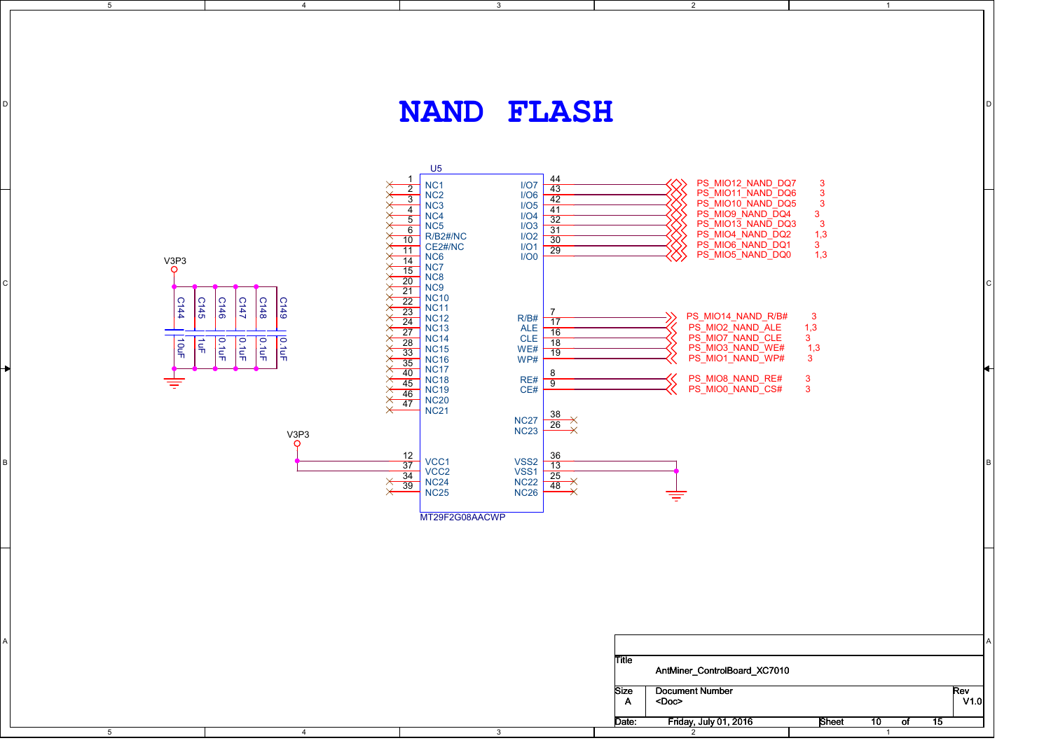# NAND FLASH

U5 — MT29F2G08AACWP

| Pin | Name | Connection |
|---|---|---|
| 1 | NC1 | NC |
| 2 | NC2 | NC |
| 3 | NC3 | NC |
| 4 | NC4 | NC |
| 5 | NC5 | NC |
| 6 | R/B2#/NC | NC |
| 10 | CE2#/NC | NC |
| 11 | NC6 | NC |
| 14 | NC7 | NC |
| 15 | NC8 | NC |
| 20 | NC9 | NC |
| 21 | NC10 | NC |
| 22 | NC11 | NC |
| 23 | NC12 | NC |
| 24 | NC13 | NC |
| 27 | NC14 | NC |
| 28 | NC15 | NC |
| 33 | NC16 | NC |
| 35 | NC17 | NC |
| 40 | NC18 | NC |
| 45 | NC19 | NC |
| 46 | NC20 | NC |
| 47 | NC21 | NC |
| 12 | VCC1 | V3P3 |
| 37 | VCC2 | V3P3 |
| 34 | NC24 | NC |
| 39 | NC25 | NC |
| 44 | I/O7 | PS_MIO12_NAND_DQ7 (3) |
| 43 | I/O6 | PS_MIO11_NAND_DQ6 (3) |
| 42 | I/O5 | PS_MIO10_NAND_DQ5 (3) |
| 41 | I/O4 | PS_MIO9_NAND_DQ4 (3) |
| 32 | I/O3 | PS_MIO13_NAND_DQ3 (3) |
| 31 | I/O2 | PS_MIO4_NAND_DQ2 (1,3) |
| 30 | I/O1 | PS_MIO6_NAND_DQ1 (3) |
| 29 | I/O0 | PS_MIO5_NAND_DQ0 (1,3) |
| 7 | R/B# | PS_MIO14_NAND_R/B# (3) |
| 17 | ALE | PS_MIO2_NAND_ALE (1,3) |
| 16 | CLE | PS_MIO7_NAND_CLE (3) |
| 18 | WE# | PS_MIO3_NAND_WE# (1,3) |
| 19 | WP# | PS_MIO1_NAND_WP# (3) |
| 8 | RE# | PS_MIO8_NAND_RE# (3) |
| 9 | CE# | PS_MIO0_NAND_CS# (3) |
| 38 | NC27 | NC |
| 26 | NC23 | NC |
| 36 | VSS2 | GND |
| 13 | VSS1 | GND |
| 25 | NC22 | NC |
| 48 | NC26 | NC |

Decoupling capacitors (V3P3 to GND):

| Ref | Value |
|---|---|
| C144 | 10uF |
| C145 | 1uF |
| C146 | 0.1uF |
| C147 | 0.1uF |
| C148 | 0.1uF |
| C149 | 0.1uF |

| Title | AntMiner_ControlBoard_XC7010 | |
|---|---|---|
| Size: A | Document Number: <Doc> | Rev: V1.0 |
| Date: Friday, July 01, 2016 | Sheet 10 of 15 | |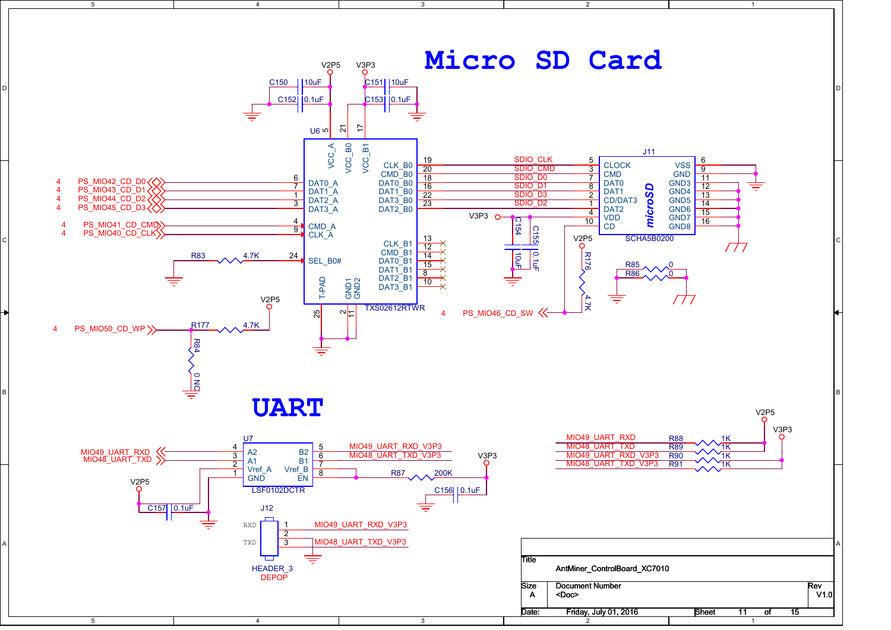# Micro SD Card

V2P5 V3P3

C150 10uF
C152 0.1uF
C151 10uF
C153 0.1uF

U6 TXS02612RTWR

| Pin | Name | Net |
|---|---|---|
| 5 | VCC_A | V2P5 |
| 21 | VCC_B0 | |
| 17 | VCC_B1 | V3P3 |
| 6 | DAT0_A | PS_MIO42_CD_D0 |
| 7 | DAT1_A | PS_MIO43_CD_D1 |
| 1 | DAT2_A | PS_MIO44_CD_D2 |
| 3 | DAT3_A | PS_MIO45_CD_D3 |
| 4 | CMD_A | PS_MIO41_CD_CMD |
| 9 | CLK_A | PS_MIO40_CD_CLK |
| 24 | SEL_B0# | R83 4.7K to GND |
| 19 | CLK_B0 | SDIO_CLK |
| 20 | CMD_B0 | SDIO_CMD |
| 18 | DAT0_B0 | SDIO_D0 |
| 16 | DAT1_B0 | SDIO_D1 |
| 22 | DAT3_B0 | SDIO_D3 |
| 23 | DAT2_B0 | SDIO_D2 |
| 13 | CLK_B1 | NC |
| 12 | CMD_B1 | NC |
| 14 | DAT0_B1 | NC |
| 15 | DAT1_B1 | NC |
| 8 | DAT2_B1 | NC |
| 10 | DAT3_B1 | NC |
| 25 | T-PAD | GND |
| 2 | GND1 | GND |
| 11 | GND2 | GND |

J11 SCHA5B0200 (microSD)

| Pin | Name | Net |
|---|---|---|
| 5 | CLOCK | SDIO_CLK |
| 3 | CMD | SDIO_CMD |
| 7 | DAT0 | SDIO_D0 |
| 8 | DAT1 | SDIO_D1 |
| 2 | CD/DAT3 | SDIO_D3 |
| 1 | DAT2 | SDIO_D2 |
| 4 | VDD | V3P3 |
| 10 | CD | PS_MIO46_CD_SW |
| 6 | VSS | GND |
| 9 | GND | GND |
| 11 | GND3 | |
| 12 | GND4 | |
| 13 | GND5 | |
| 14 | GND6 | |
| 15 | GND7 | |
| 16 | GND8 | |

C154 10uF, C155 0.1uF (V3P3)

R176 4.7K (V2P5 pull-up on PS_MIO46_CD_SW)

R85 0, R86 0

4 PS_MIO50_CD_WP — R177 4.7K to V2P5; R84 0 NC to GND

4 PS_MIO46_CD_SW

# UART

U7 LSF0102DCTR

| Pin | Name | Net |
|---|---|---|
| 4 | A2 | MIO49_UART_RXD |
| 3 | A1 | MIO48_UART_TXD |
| 2 | Vref_A | V2P5 |
| 1 | GND | GND |
| 5 | B2 | MIO49_UART_RXD_V3P3 |
| 6 | B1 | MIO48_UART_TXD_V3P3 |
| 7 | Vref_B | |
| 8 | EN | R87 200K to V3P3 |

C156 0.1uF, C157 0.1uF

J12 HEADER_3 DEPOP

| Pin | Label | Net |
|---|---|---|
| 1 | RXD | MIO49_UART_RXD_V3P3 |
| 2 | | GND |
| 3 | TXD | MIO48_UART_TXD_V3P3 |

| Net | Resistor | Value | Rail |
|---|---|---|---|
| MIO49_UART_RXD | R88 | 1K | V2P5 |
| MIO48_UART_TXD | R89 | 1K | V2P5 |
| MIO49_UART_RXD_V3P3 | R90 | 1K | V3P3 |
| MIO48_UART_TXD_V3P3 | R91 | 1K | V3P3 |

| | |
|---|---|
| Title | AntMiner_ControlBoard_XC7010 |
| Size | A |
| Document Number | <Doc> |
| Rev | V1.0 |
| Date: | Friday, July 01, 2016 |
| Sheet | 11 of 15 |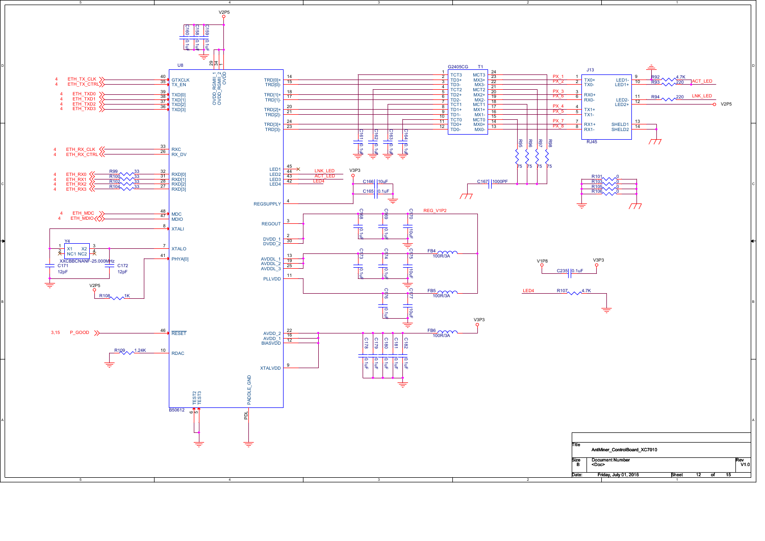V2P5

| Ref | Value |
| --- | --- |
| C160 | 0.1uF |
| C158 | 0.1uF |
| C159 | 0.1uF |

**U8** (B50612)

| Signal | Pin | U8 Pin Name |
| --- | --- | --- |
| ETH_TX_CLK (4) | 40 | GTXCLK |
| ETH_TX_CTRL (4) | 35 | TX_EN |
| ETH_TXD0 (4) | 39 | TXD[0] |
| ETH_TXD1 (4) | 38 | TXD[1] |
| ETH_TXD2 (4) | 37 | TXD[2] |
| ETH_TXD3 (4) | 36 | TXD[3] |
| ETH_RX_CLK (4) | 33 | RXC |
| ETH_RX_CTRL (4) | 26 | RX_DV |
| ETH_RX0 (4) via R99 33 | 32 | RXD[0] |
| ETH_RX1 (4) via R100 33 | 31 | RXD[1] |
| ETH_RX2 (4) via R102 33 | 28 | RXD[2] |
| ETH_RX3 (4) via R104 33 | 27 | RXD[3] |
| ETH_MDC (4) | 48 | MDC |
| ETH_MDIO (4) | 47 | MDIO |
| Y4 X1 | 8 | XTALI |
| Y4 X2 | 7 | XTALO |
| V2P5 via R108 1K | 41 | PHYA[0] |
| P_GOOD (3,15) | 46 | RESET |
| R109 1.24K to GND | 10 | RDAC |
| GND | 6, 5 | TEST2, TEST3 |
| PDL | | PADDLE_GND |
| V2P5 | 29, 34, 1 | OVDD_RGMII_1, OVDD_RGMII_2, OVDD |

| U8 Pin Name | Pin | Connection |
| --- | --- | --- |
| TRD[0]+ | 14 | T1 pin 2 |
| TRD[0]- | 15 | T1 pin 3 |
| TRD[1]+ | 18 | T1 pin 5 |
| TRD[1]- | 17 | T1 pin 6 |
| TRD[2]+ | 20 | T1 pin 8 |
| TRD[2]- | 21 | T1 pin 9 |
| TRD[3]+ | 24 | T1 pin 11 |
| TRD[3]- | 23 | T1 pin 12 |
| LED1 | 45, 44 | NC |
| LED2 | 43 | LNK_LED |
| LED3 | 42 | ACT_LED |
| LED4 | | LED4 |
| REGSUPPLY | 4 | V3P3 (C166 10uF, C165 0.1uF) |
| REGOUT | 3 | REG_V1P2 (C168 0.1uF, C169 0.1uF, C170 10uF) |
| DVDD_1 / DVDD_2 | 2, 30 | REG_V1P2 |
| AVDDL_1 / AVDDL_2 / AVDDL_3 | 13, 19, 25 | FB4 100R/3A to REG_V1P2 (C173 0.1uF, C174 0.1uF, C175 10uF) |
| PLLVDD | 11 | FB5 100R/3A to REG_V1P2 (C176 0.1uF, C177 10uF) |
| AVDD_2 / AVDD_1 / BIASVDD | 22, 16, 12 | FB6 100R/3A to V3P3 (C178, C179, C180, C181, C182 0.1uF) |
| XTALVDD | 9 | AVDD rail |

Y4: XXCBBCNANF-25.000MHz (X1, X2, NC1, NC2); C171 12pF; C172 12pF

**T1** G2405CG

| Pin | Name | Pin | Name | Connection |
| --- | --- | --- | --- | --- |
| 1 | TCT3 | 24 | MCT3 | |
| 2 | TD3+ | 23 | MX3+ | PX_1 |
| 3 | TD3- | 22 | MX3- | PX_2 |
| 4 | TCT2 | 21 | MCT2 | |
| 5 | TD2+ | 20 | MX2+ | PX_3 |
| 6 | TD2- | 19 | MX2- | PX_6 |
| 7 | TCT1 | 18 | MCT1 | |
| 8 | TD1+ | 17 | MX1+ | PX_4 |
| 9 | TD1- | 16 | MX1- | PX_5 |
| 10 | TCT0 | 15 | MCT0 | |
| 11 | TD0+ | 14 | MX0+ | PX_7 |
| 12 | TD0- | 13 | MX0- | PX_8 |

TCT capacitors: C161, C162, C163, C164 — 0.1uF

MCT terminations: R95, R96, R97, R98 — 75; C167 1000PF

**J13** RJ45

| Pin | Name | Connection |
| --- | --- | --- |
| 1 | TX0+ | PX_1 |
| 2 | TX0- | PX_2 |
| 3 | RX0+ | PX_3 |
| 6 | RX0- | PX_6 |
| 4 | TX1+ | PX_4 |
| 5 | TX1- | PX_5 |
| 7 | RX1+ | PX_7 |
| 8 | RX1- | PX_8 |
| 9 | LED1- | R92 4.7K |
| 10 | LED1+ | R93 220 — ACT_LED |
| 11 | LED2- | R94 220 — LNK_LED |
| 12 | LED2+ | V2P5 |
| 13 | SHELD1 | GND |
| 14 | SHELD2 | GND |

R101, R103, R105, R106 — 0

V1P8 — C235 0.1uF — V3P3

LED4 — R107 4.7K — GND

| Title | AntMiner_ControlBoard_XC7010 | |
| --- | --- | --- |
| Size: B | Document Number: <Doc> | Rev: V1.0 |
| Date: Friday, July 01, 2016 | Sheet 12 of 15 | |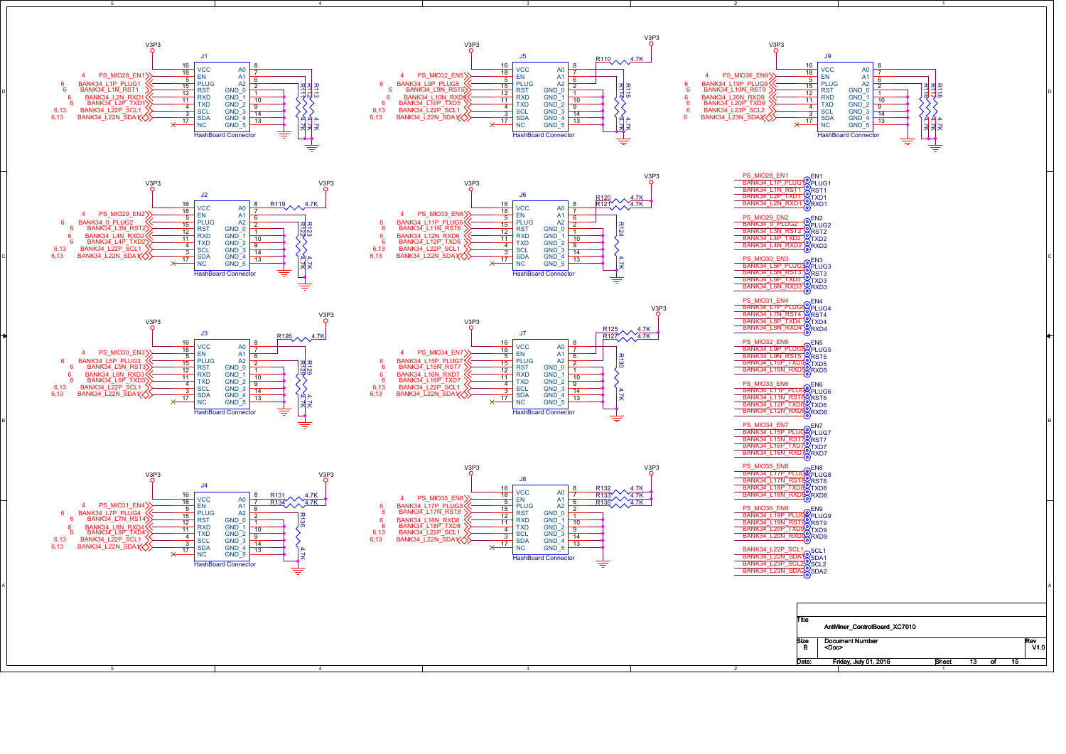## J1 — HashBoard Connector

V3P3

| Pin | Name | Net |
|---|---|---|
| 16 | VCC | V3P3 |
| 18 | EN | PS_MIO28_EN1 (4) |
| 5 | PLUG | BANK34_L1P_PLUG1 (6) |
| 15 | RST | BANK34_L1N_RST1 (6) |
| 12 | RXD | BANK34_L2N_RXD1 (6) |
| 11 | TXD | BANK34_L2P_TXD1 (6) |
| 4 | SCL | BANK34_L22P_SCL1 (6,13) |
| 3 | SDA | BANK34_L22N_SDA1 (6,13) |
| 17 | NC | |
| 8 | A0 | |
| 7 | A1 | |
| 6 | A2 | |
| 2 | GND_0 | |
| 1 | GND_1 | |
| 10 | GND_2 | |
| 9 | GND_3 | |
| 14 | GND_4 | |
| 13 | GND_5 | |

R111, R112, R113: 4.7K

## J5 — HashBoard Connector

V3P3

| Pin | Name | Net |
|---|---|---|
| 16 | VCC | V3P3 |
| 18 | EN | PS_MIO32_EN5 (4) |
| 5 | PLUG | BANK34_L9P_PLUG5 (6) |
| 15 | RST | BANK34_L9N_RST5 (6) |
| 12 | RXD | BANK34_L10N_RXD5 (6) |
| 11 | TXD | BANK34_L10P_TXD5 (6) |
| 4 | SCL | BANK34_L22P_SCL1 (6,13) |
| 3 | SDA | BANK34_L22N_SDA1 (6,13) |
| 17 | NC | |
| 8 | A0 | |
| 7 | A1 | |
| 6 | A2 | |
| 2 | GND_0 | |
| 1 | GND_1 | |
| 10 | GND_2 | |
| 9 | GND_3 | |
| 14 | GND_4 | |
| 13 | GND_5 | |

R110: 4.7K (to V3P3); R114, R115: 4.7K

## J9 — HashBoard Connector

V3P3

| Pin | Name | Net |
|---|---|---|
| 16 | VCC | V3P3 |
| 18 | EN | PS_MIO36_EN9 (4) |
| 5 | PLUG | BANK34_L19P_PLUG9 (6) |
| 15 | RST | BANK34_L19N_RST9 (6) |
| 12 | RXD | BANK34_L20N_RXD9 (6) |
| 11 | TXD | BANK34_L20P_TXD9 (6) |
| 4 | SCL | BANK34_L23P_SCL2 (6) |
| 3 | SDA | BANK34_L23N_SDA2 (6) |
| 17 | NC | |
| 8 | A0 | |
| 7 | A1 | |
| 6 | A2 | |
| 2 | GND_0 | |
| 1 | GND_1 | |
| 10 | GND_2 | |
| 9 | GND_3 | |
| 14 | GND_4 | |
| 13 | GND_5 | |

R116, R117, R118: 4.7K

## J2 — HashBoard Connector

V3P3

| Pin | Name | Net |
|---|---|---|
| 16 | VCC | V3P3 |
| 18 | EN | PS_MIO29_EN2 (4) |
| 5 | PLUG | BANK34_0_PLUG2 (6) |
| 15 | RST | BANK34_L3N_RST2 (6) |
| 12 | RXD | BANK34_L4N_RXD2 (6) |
| 11 | TXD | BANK34_L4P_TXD2 (6) |
| 4 | SCL | BANK34_L22P_SCL1 (6,13) |
| 3 | SDA | BANK34_L22N_SDA1 (6,13) |
| 17 | NC | |
| 8 | A0 | |
| 7 | A1 | |
| 6 | A2 | |
| 2 | GND_0 | |
| 1 | GND_1 | |
| 10 | GND_2 | |
| 9 | GND_3 | |
| 14 | GND_4 | |
| 13 | GND_5 | |

R119: 4.7K (to V3P3); R122, R123: 4.7K

## J6 — HashBoard Connector

V3P3

| Pin | Name | Net |
|---|---|---|
| 16 | VCC | V3P3 |
| 18 | EN | PS_MIO33_EN6 (4) |
| 5 | PLUG | BANK34_L11P_PLUG6 (6) |
| 15 | RST | BANK34_L11N_RST6 (6) |
| 12 | RXD | BANK34_L12N_RXD6 (6) |
| 11 | TXD | BANK34_L12P_TXD6 (6) |
| 4 | SCL | BANK34_L22P_SCL1 (6,13) |
| 3 | SDA | BANK34_L22N_SDA1 (6,13) |
| 17 | NC | |
| 8 | A0 | |
| 7 | A1 | |
| 6 | A2 | |
| 2 | GND_0 | |
| 1 | GND_1 | |
| 10 | GND_2 | |
| 9 | GND_3 | |
| 14 | GND_4 | |
| 13 | GND_5 | |

R120, R121: 4.7K (to V3P3); R124: 4.7K

## J3 — HashBoard Connector

V3P3

| Pin | Name | Net |
|---|---|---|
| 16 | VCC | V3P3 |
| 18 | EN | PS_MIO30_EN3 (4) |
| 5 | PLUG | BANK34_L5P_PLUG3 (6) |
| 15 | RST | BANK34_L5N_RST3 (6) |
| 12 | RXD | BANK34_L6N_RXD3 (6) |
| 11 | TXD | BANK34_L6P_TXD3 (6) |
| 4 | SCL | BANK34_L22P_SCL1 (6,13) |
| 3 | SDA | BANK34_L22N_SDA1 (6,13) |
| 17 | NC | |
| 8 | A0 | |
| 7 | A1 | |
| 6 | A2 | |
| 2 | GND_0 | |
| 1 | GND_1 | |
| 10 | GND_2 | |
| 9 | GND_3 | |
| 14 | GND_4 | |
| 13 | GND_5 | |

R126: 4.7K (to V3P3); R128, R129: 4.7K

## J7 — HashBoard Connector

V3P3

| Pin | Name | Net |
|---|---|---|
| 16 | VCC | V3P3 |
| 18 | EN | PS_MIO34_EN7 (4) |
| 5 | PLUG | BANK34_L15P_PLUG7 (6) |
| 15 | RST | BANK34_L15N_RST7 (6) |
| 12 | RXD | BANK34_L16N_RXD7 (6) |
| 11 | TXD | BANK34_L16P_TXD7 (6) |
| 4 | SCL | BANK34_L22P_SCL1 (6,13) |
| 3 | SDA | BANK34_L22N_SDA1 (6,13) |
| 17 | NC | |
| 8 | A0 | |
| 7 | A1 | |
| 6 | A2 | |
| 2 | GND_0 | |
| 1 | GND_1 | |
| 10 | GND_2 | |
| 9 | GND_3 | |
| 14 | GND_4 | |
| 13 | GND_5 | |

R125, R127: 4.7K (to V3P3); R130: 4.7K

## J4 — HashBoard Connector

V3P3

| Pin | Name | Net |
|---|---|---|
| 16 | VCC | V3P3 |
| 18 | EN | PS_MIO31_EN4 (4) |
| 5 | PLUG | BANK34_L7P_PLUG4 (6) |
| 15 | RST | BANK34_L7N_RST4 (6) |
| 12 | RXD | BANK34_L8N_RXD4 (6) |
| 11 | TXD | BANK34_L8P_TXD4 (6) |
| 4 | SCL | BANK34_L22P_SCL1 (6,13) |
| 3 | SDA | BANK34_L22N_SDA1 (6,13) |
| 17 | NC | |
| 8 | A0 | |
| 7 | A1 | |
| 6 | A2 | |
| 2 | GND_0 | |
| 1 | GND_1 | |
| 10 | GND_2 | |
| 9 | GND_3 | |
| 14 | GND_4 | |
| 13 | GND_5 | |

R131, R134: 4.7K (to V3P3); R136: 4.7K

## J8 — HashBoard Connector

V3P3

| Pin | Name | Net |
|---|---|---|
| 16 | VCC | V3P3 |
| 18 | EN | PS_MIO35_EN8 (4) |
| 5 | PLUG | BANK34_L17P_PLUG8 (6) |
| 15 | RST | BANK34_L17N_RST8 (6) |
| 12 | RXD | BANK34_L18N_RXD8 (6) |
| 11 | TXD | BANK34_L18P_TXD8 (6) |
| 4 | SCL | BANK34_L22P_SCL1 (6,13) |
| 3 | SDA | BANK34_L22N_SDA1 (6,13) |
| 17 | NC | |
| 8 | A0 | |
| 7 | A1 | |
| 6 | A2 | |
| 2 | GND_0 | |
| 1 | GND_1 | |
| 10 | GND_2 | |
| 9 | GND_3 | |
| 14 | GND_4 | |
| 13 | GND_5 | |

R132, R133, R135: 4.7K (to V3P3)

## Test Points

| Net | Test Point |
|---|---|
| PS_MIO28_EN1 | EN1 |
| BANK34_L1P_PLUG1 | PLUG1 |
| BANK34_L1N_RST1 | RST1 |
| BANK34_L2P_TXD1 | TXD1 |
| BANK34_L2N_RXD1 | RXD1 |
| PS_MIO29_EN2 | EN2 |
| BANK34_0_PLUG2 | PLUG2 |
| BANK34_L3N_RST2 | RST2 |
| BANK34_L4P_TXD2 | TXD2 |
| BANK34_L4N_RXD2 | RXD2 |
| PS_MIO30_EN3 | EN3 |
| BANK34_L5P_PLUG3 | PLUG3 |
| BANK34_L5N_RST3 | RST3 |
| BANK34_L6P_TXD3 | TXD3 |
| BANK34_L6N_RXD3 | RXD3 |
| PS_MIO31_EN4 | EN4 |
| BANK34_L7P_PLUG4 | PLUG4 |
| BANK34_L7N_RST4 | RST4 |
| BANK34_L8P_TXD4 | TXD4 |
| BANK34_L8N_RXD4 | RXD4 |
| PS_MIO32_EN5 | EN5 |
| BANK34_L9P_PLUG5 | PLUG5 |
| BANK34_L9N_RST5 | RST5 |
| BANK34_L10P_TXD5 | TXD5 |
| BANK34_L10N_RXD5 | RXD5 |
| PS_MIO33_EN6 | EN6 |
| BANK34_L11P_PLUG6 | PLUG6 |
| BANK34_L11N_RST6 | RST6 |
| BANK34_L12P_TXD6 | TXD6 |
| BANK34_L12N_RXD6 | RXD6 |
| PS_MIO34_EN7 | EN7 |
| BANK34_L15P_PLUG7 | PLUG7 |
| BANK34_L15N_RST7 | RST7 |
| BANK34_L16P_TXD7 | TXD7 |
| BANK34_L16N_RXD7 | RXD7 |
| PS_MIO35_EN8 | EN8 |
| BANK34_L17P_PLUG8 | PLUG8 |
| BANK34_L17N_RST8 | RST8 |
| BANK34_L18P_TXD8 | TXD8 |
| BANK34_L18N_RXD8 | RXD8 |
| PS_MIO36_EN9 | EN9 |
| BANK34_L19P_PLUG9 | PLUG9 |
| BANK34_L19N_RST9 | RST9 |
| BANK34_L20P_TXD9 | TXD9 |
| BANK34_L20N_RXD9 | RXD9 |
| BANK34_L22P_SCL1 | SCL1 |
| BANK34_L22N_SDA1 | SDA1 |
| BANK34_L23P_SCL2 | SCL2 |
| BANK34_L23N_SDA2 | SDA2 |

| Title | AntMiner_ControlBoard_XC7010 | |
|---|---|---|
| Size: B | Document Number: <Doc> | Rev: V1.0 |
| Date: Friday, July 01, 2016 | Sheet 13 of 15 | |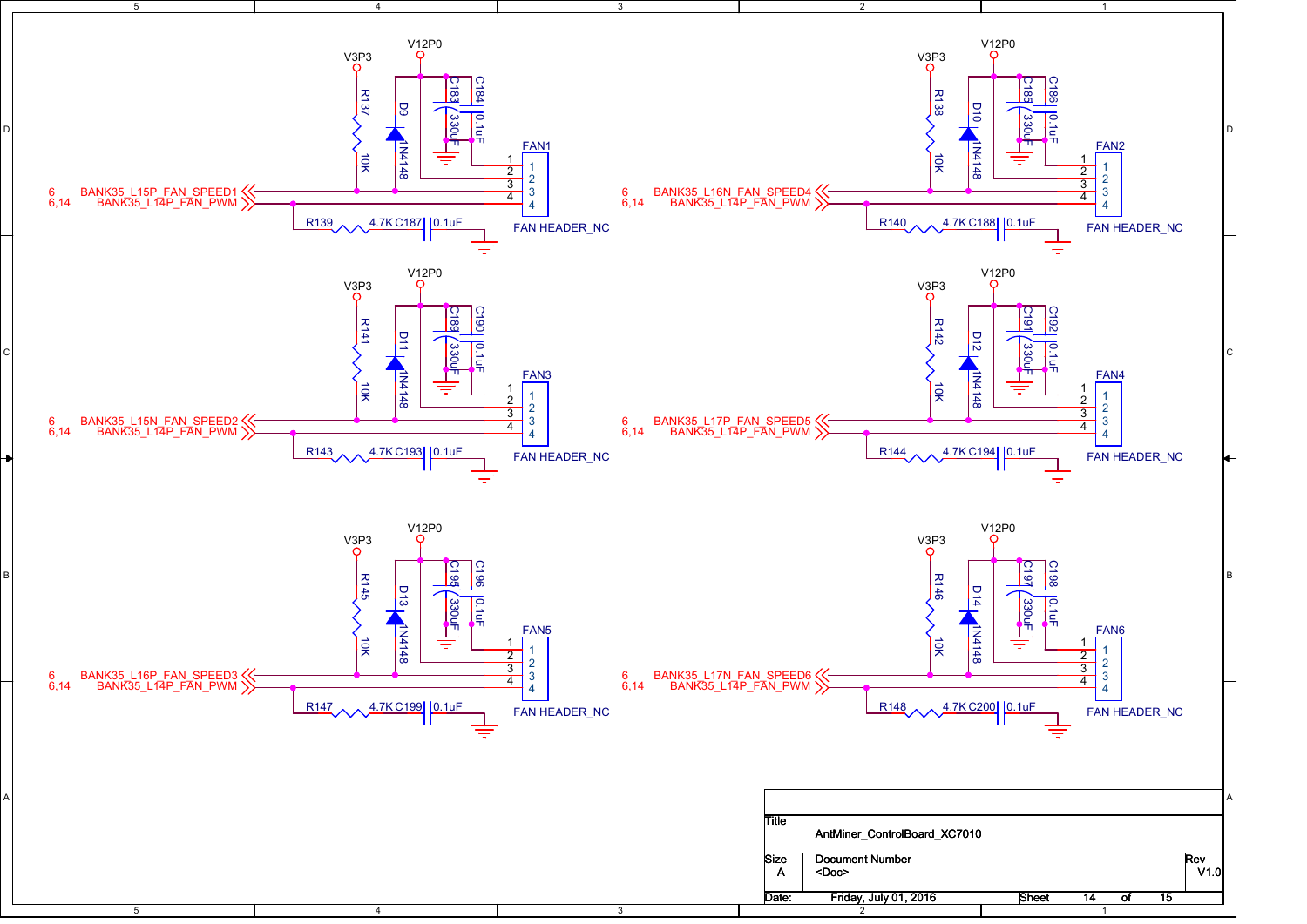V3P3 V12P0

R137 10K
D9 1N4148
C183 330uF
C184 0.1uF

FAN1
FAN HEADER_NC

6 BANK35_L15P_FAN_SPEED1
6,14 BANK35_L14P_FAN_PWM

R139 4.7K C187 0.1uF

V3P3 V12P0

R138 10K
D10 1N4148
C185 330uF
C186 0.1uF

FAN2
FAN HEADER_NC

6 BANK35_L16N_FAN_SPEED4
6,14 BANK35_L14P_FAN_PWM

R140 4.7K C188 0.1uF

V3P3 V12P0

R141 10K
D11 1N4148
C189 330uF
C190 0.1uF

FAN3
FAN HEADER_NC

6 BANK35_L15N_FAN_SPEED2
6,14 BANK35_L14P_FAN_PWM

R143 4.7K C193 0.1uF

V3P3 V12P0

R142 10K
D12 1N4148
C191 330uF
C192 0.1uF

FAN4
FAN HEADER_NC

6 BANK35_L17P_FAN_SPEED5
6,14 BANK35_L14P_FAN_PWM

R144 4.7K C194 0.1uF

V3P3 V12P0

R145 10K
D13 1N4148
C195 330uF
C196 0.1uF

FAN5
FAN HEADER_NC

6 BANK35_L16P_FAN_SPEED3
6,14 BANK35_L14P_FAN_PWM

R147 4.7K C199 0.1uF

V3P3 V12P0

R146 10K
D14 1N4148
C197 330uF
C198 0.1uF

FAN6
FAN HEADER_NC

6 BANK35_L17N_FAN_SPEED6
6,14 BANK35_L14P_FAN_PWM

R148 4.7K C200 0.1uF

| Title | AntMiner_ControlBoard_XC7010 | |
|---|---|---|
| Size: A | Document Number: <Doc> | Rev: V1.0 |
| Date: Friday, July 01, 2016 | Sheet 14 of 15 | |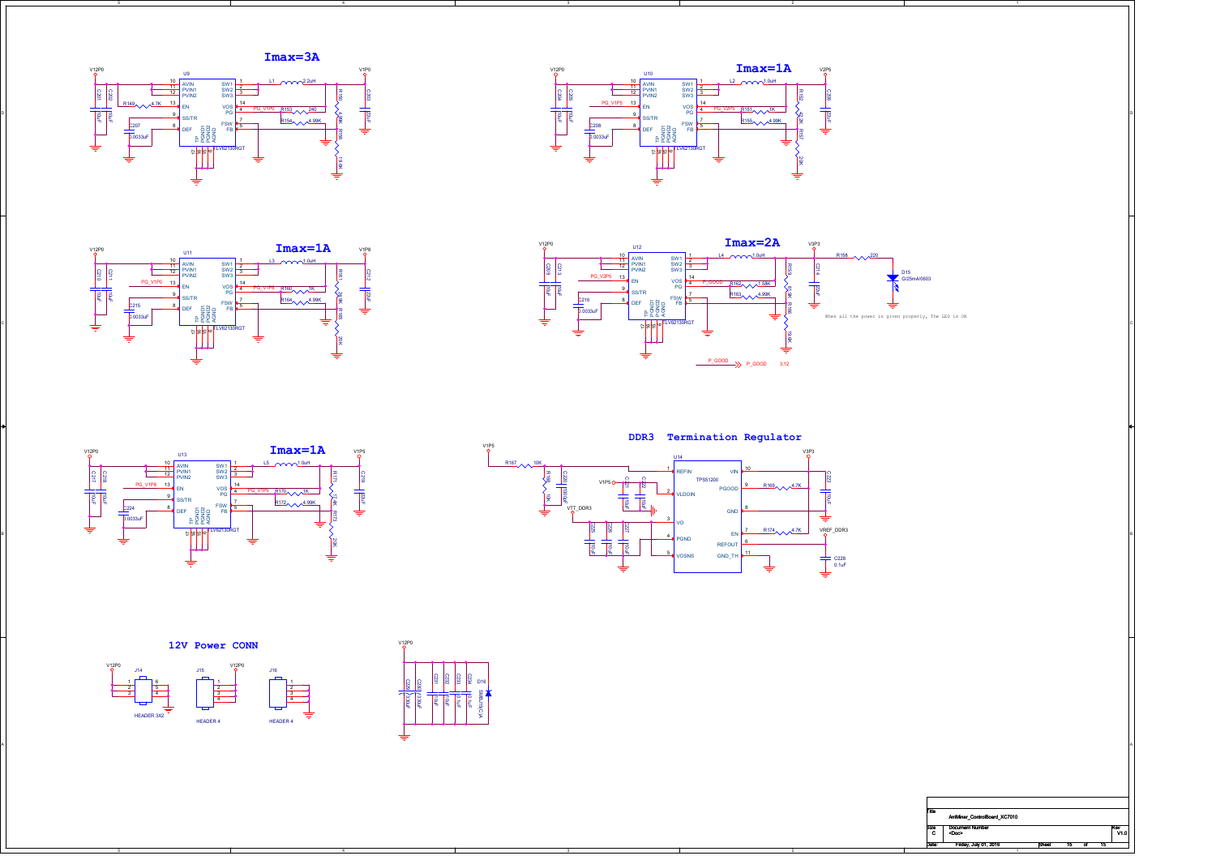Imax=3A

V12P0 U9 V1P0
AVIN PVIN1 PVIN2 EN SS/TR DEF SW1 SW2 SW3 VOS PG FSW FB
L1 2.2uH
R149 4.7K
C207 0.0033uF
C201 10uF C202 10uF
PG_V1P0 R153 240
R154 4.99K
R150 4.99K R156 19.6K
C203 22uF
LV62130RGT

Imax=1A

V12P0 U10 V2P5
L2 1.0uH
PG_V1P5 EN
C204 10uF C205 10uF
C208 0.0033uF
PG_V2P5 R151 1K
R155 4.99K
R152 42.2K R157 20K
C206 22uF
LV62130RGT

Imax=1A

V12P0 U11 V1P8
L3 1.0uH
PG_V1P0
C210 10uF C211 10uF
C215 0.0033uF
PG_V1P8 R160 1K
R164 4.99K
R161 24.9K R165 20K
C212 22uF
LV62130RGT

Imax=2A

V12P0 U12 V3P3
L4 1.0uH
PG_V2P5
C209 10uF C213 10uF
C216 0.0033uF
P_GOOD R162 1.58K
R163 4.99K
R159 61.9K R166 19.6K
C214 22uF
R158 220
D15 G/25mA/0603
LV62130RGT

When all the power is given properly, The LED is ON

P_GOOD P_GOOD 3.12

Imax=1A

V12P0 U13 V1P5
L5 1.0uH
PG_V1P8
C217 10uF C218 10uF
C224 0.0033uF
PG_V1P5 R170 1K
R172 4.99K
R171 7.48K R173 20K
C219 22uF
LV62130RGT

DDR3 Termination Regulator

V1P5 R167 10K R168 10K C220 1000pF
U14 TPS51200
REFIN VLDOIN VO PGND VOSNS VIN PGOOD GND EN REFOUT GND_TH
V1P5 C221 10uF C222 10uF
VTT_DDR3 C225 10uF C226 10uF C227 10uF
V3P3 C223 10uF
R169 4.7K
R174 4.7K
VREF_DDR3 C228 0.1uF

12V Power CONN

V12P0 J14 HEADER 3X2
J15 HEADER 4 V12P0
J16 HEADER 4

V12P0
C229 330uF C230 330uF C231 10uF C232 10uF C233 0.1uF C234 0.1uF
D16 SMBJ15(C)A

| | |
|---|---|
| Title | AntMiner_ControlBoard_XC7010 |
| Size | C |
| Document Number | <Doc> |
| Rev | V1.0 |
| Date: | Friday, July 01, 2016 |
| Sheet | 15 of 15 |